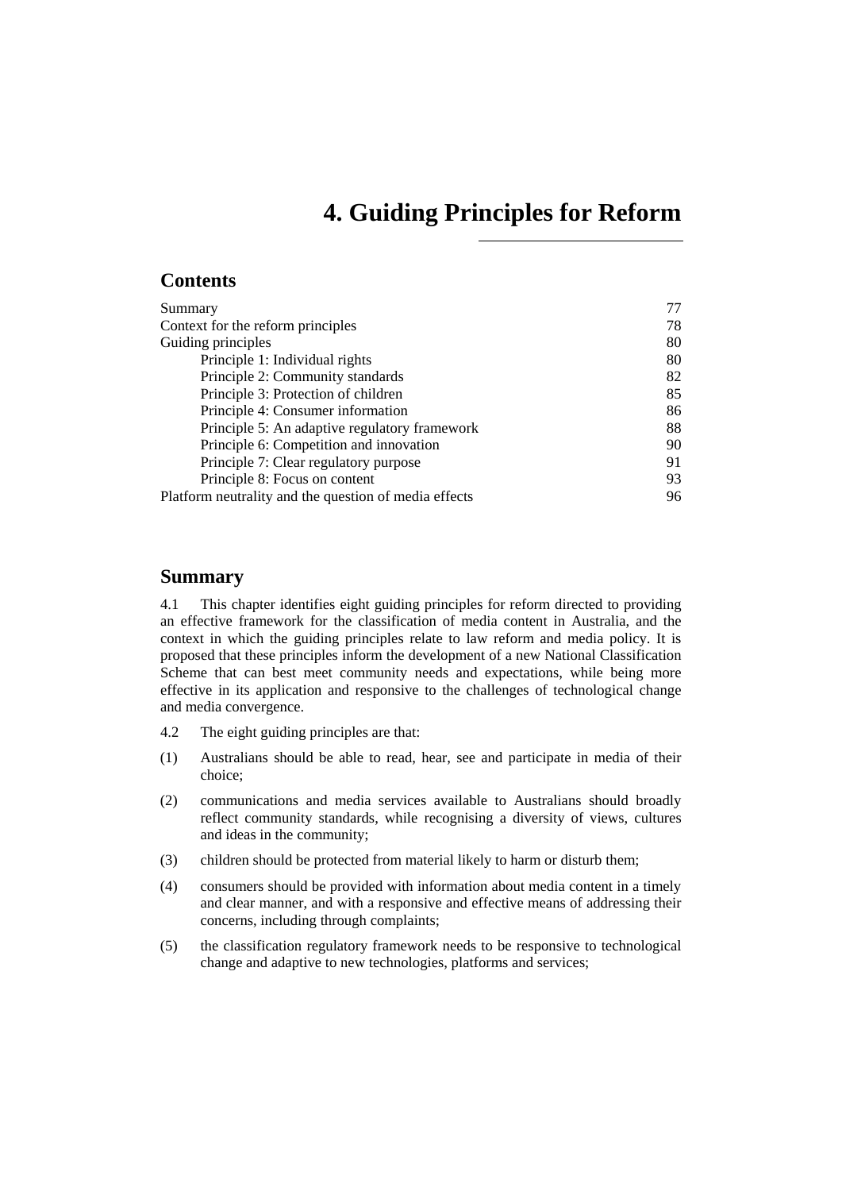# 4. Guiding Principles for Reform

## Contents

| | |
|---|---|
| Summary | 77 |
| Context for the reform principles | 78 |
| Guiding principles | 80 |
| Principle 1: Individual rights | 80 |
| Principle 2: Community standards | 82 |
| Principle 3: Protection of children | 85 |
| Principle 4: Consumer information | 86 |
| Principle 5: An adaptive regulatory framework | 88 |
| Principle 6: Competition and innovation | 90 |
| Principle 7: Clear regulatory purpose | 91 |
| Principle 8: Focus on content | 93 |
| Platform neutrality and the question of media effects | 96 |

## Summary

4.1 This chapter identifies eight guiding principles for reform directed to providing an effective framework for the classification of media content in Australia, and the context in which the guiding principles relate to law reform and media policy. It is proposed that these principles inform the development of a new National Classification Scheme that can best meet community needs and expectations, while being more effective in its application and responsive to the challenges of technological change and media convergence.

4.2 The eight guiding principles are that:

(1) Australians should be able to read, hear, see and participate in media of their choice;

(2) communications and media services available to Australians should broadly reflect community standards, while recognising a diversity of views, cultures and ideas in the community;

(3) children should be protected from material likely to harm or disturb them;

(4) consumers should be provided with information about media content in a timely and clear manner, and with a responsive and effective means of addressing their concerns, including through complaints;

(5) the classification regulatory framework needs to be responsive to technological change and adaptive to new technologies, platforms and services;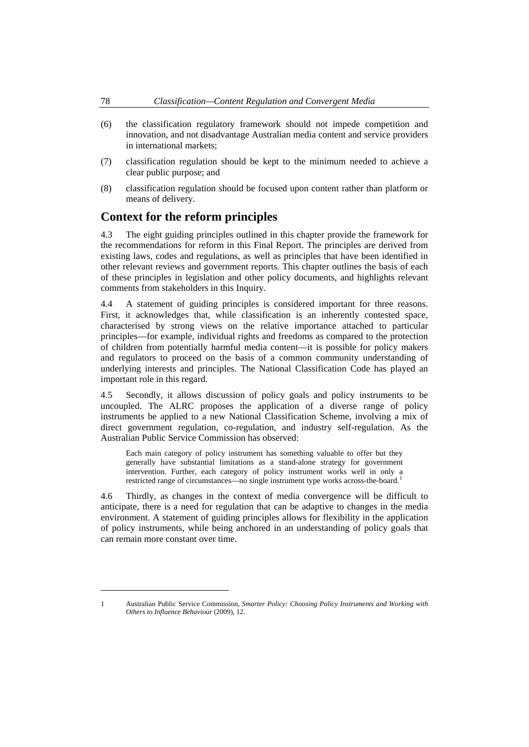(6) the classification regulatory framework should not impede competition and innovation, and not disadvantage Australian media content and service providers in international markets;

(7) classification regulation should be kept to the minimum needed to achieve a clear public purpose; and

(8) classification regulation should be focused upon content rather than platform or means of delivery.

## Context for the reform principles

4.3 The eight guiding principles outlined in this chapter provide the framework for the recommendations for reform in this Final Report. The principles are derived from existing laws, codes and regulations, as well as principles that have been identified in other relevant reviews and government reports. This chapter outlines the basis of each of these principles in legislation and other policy documents, and highlights relevant comments from stakeholders in this Inquiry.

4.4 A statement of guiding principles is considered important for three reasons. First, it acknowledges that, while classification is an inherently contested space, characterised by strong views on the relative importance attached to particular principles—for example, individual rights and freedoms as compared to the protection of children from potentially harmful media content—it is possible for policy makers and regulators to proceed on the basis of a common community understanding of underlying interests and principles. The National Classification Code has played an important role in this regard.

4.5 Secondly, it allows discussion of policy goals and policy instruments to be uncoupled. The ALRC proposes the application of a diverse range of policy instruments be applied to a new National Classification Scheme, involving a mix of direct government regulation, co-regulation, and industry self-regulation. As the Australian Public Service Commission has observed:

> Each main category of policy instrument has something valuable to offer but they generally have substantial limitations as a stand-alone strategy for government intervention. Further, each category of policy instrument works well in only a restricted range of circumstances—no single instrument type works across-the-board.[1]

4.6 Thirdly, as changes in the context of media convergence will be difficult to anticipate, there is a need for regulation that can be adaptive to changes in the media environment. A statement of guiding principles allows for flexibility in the application of policy instruments, while being anchored in an understanding of policy goals that can remain more constant over time.

---

1 Australian Public Service Commission, *Smarter Policy: Choosing Policy Instruments and Working with Others to Influence Behaviour* (2009), 12.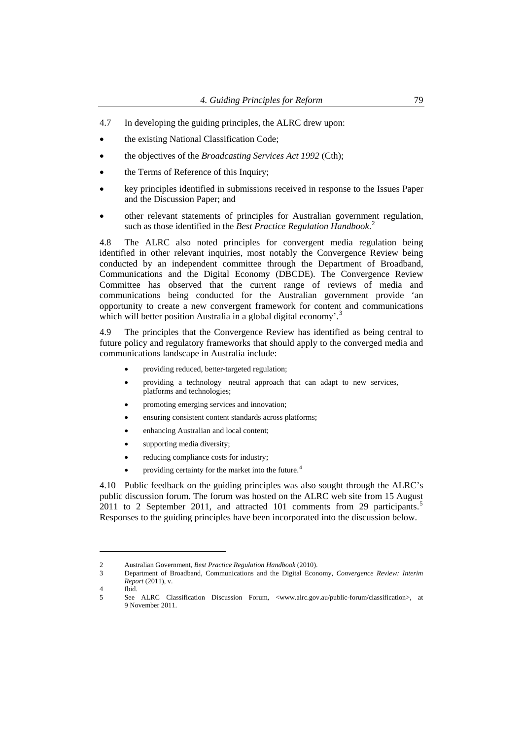4.7 In developing the guiding principles, the ALRC drew upon:

- the existing National Classification Code;
- the objectives of the *Broadcasting Services Act 1992* (Cth);
- the Terms of Reference of this Inquiry;
- key principles identified in submissions received in response to the Issues Paper and the Discussion Paper; and
- other relevant statements of principles for Australian government regulation, such as those identified in the *Best Practice Regulation Handbook*.[2]

4.8 The ALRC also noted principles for convergent media regulation being identified in other relevant inquiries, most notably the Convergence Review being conducted by an independent committee through the Department of Broadband, Communications and the Digital Economy (DBCDE). The Convergence Review Committee has observed that the current range of reviews of media and communications being conducted for the Australian government provide 'an opportunity to create a new convergent framework for content and communications which will better position Australia in a global digital economy'.[3]

4.9 The principles that the Convergence Review has identified as being central to future policy and regulatory frameworks that should apply to the converged media and communications landscape in Australia include:

- providing reduced, better-targeted regulation;
- providing a technology neutral approach that can adapt to new services, platforms and technologies;
- promoting emerging services and innovation;
- ensuring consistent content standards across platforms;
- enhancing Australian and local content;
- supporting media diversity;
- reducing compliance costs for industry;
- providing certainty for the market into the future.[4]

4.10 Public feedback on the guiding principles was also sought through the ALRC's public discussion forum. The forum was hosted on the ALRC web site from 15 August 2011 to 2 September 2011, and attracted 101 comments from 29 participants.[5] Responses to the guiding principles have been incorporated into the discussion below.

---

2 Australian Government, *Best Practice Regulation Handbook* (2010).

3 Department of Broadband, Communications and the Digital Economy, *Convergence Review: Interim Report* (2011), v.

4 Ibid.

5 See ALRC Classification Discussion Forum, <www.alrc.gov.au/public-forum/classification>, at 9 November 2011.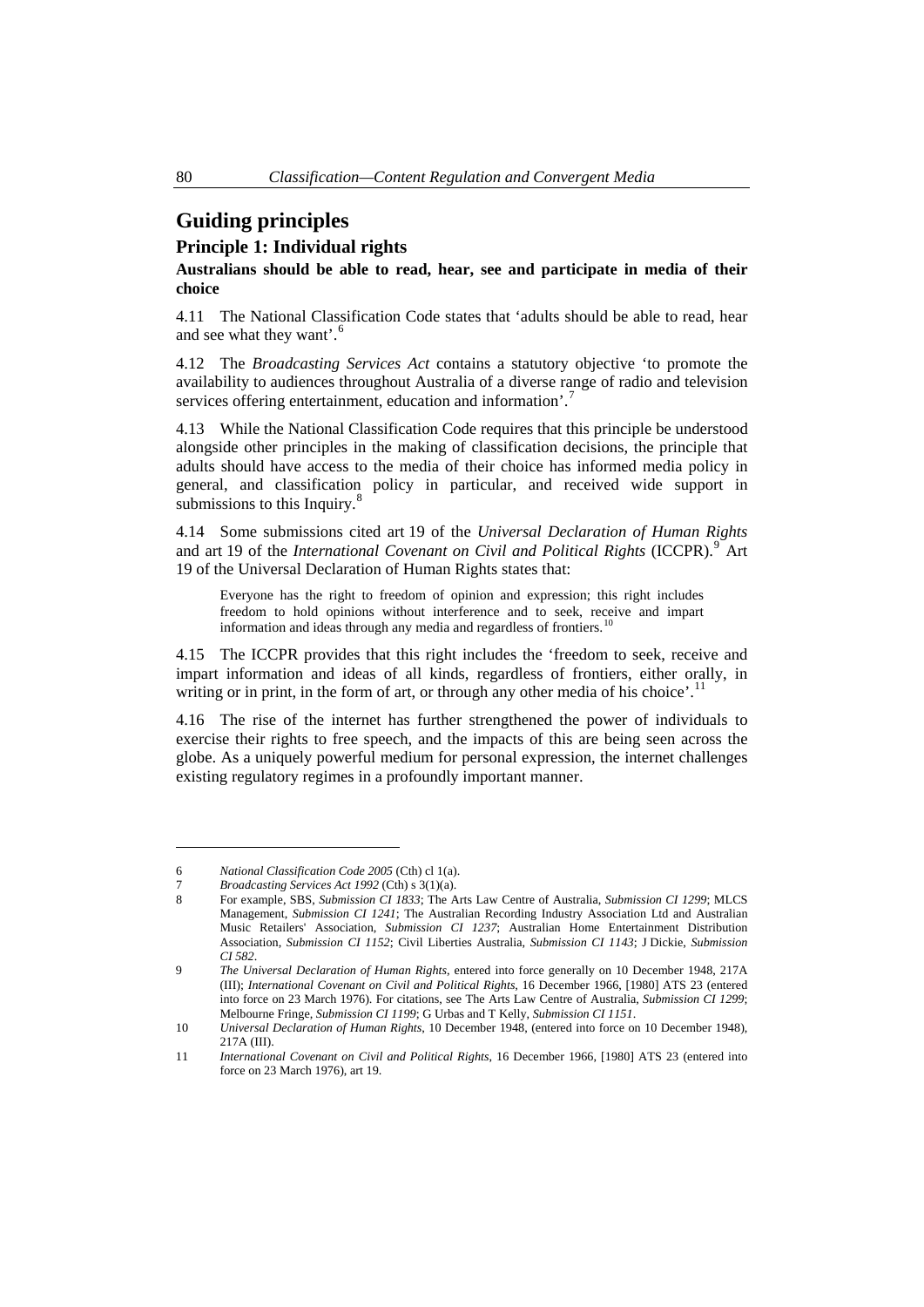## Guiding principles

### Principle 1: Individual rights

**Australians should be able to read, hear, see and participate in media of their choice**

4.11 The National Classification Code states that 'adults should be able to read, hear and see what they want'.[6]

4.12 The *Broadcasting Services Act* contains a statutory objective 'to promote the availability to audiences throughout Australia of a diverse range of radio and television services offering entertainment, education and information'.[7]

4.13 While the National Classification Code requires that this principle be understood alongside other principles in the making of classification decisions, the principle that adults should have access to the media of their choice has informed media policy in general, and classification policy in particular, and received wide support in submissions to this Inquiry.[8]

4.14 Some submissions cited art 19 of the *Universal Declaration of Human Rights* and art 19 of the *International Covenant on Civil and Political Rights* (ICCPR).[9] Art 19 of the Universal Declaration of Human Rights states that:

> Everyone has the right to freedom of opinion and expression; this right includes freedom to hold opinions without interference and to seek, receive and impart information and ideas through any media and regardless of frontiers.[10]

4.15 The ICCPR provides that this right includes the 'freedom to seek, receive and impart information and ideas of all kinds, regardless of frontiers, either orally, in writing or in print, in the form of art, or through any other media of his choice'.[11]

4.16 The rise of the internet has further strengthened the power of individuals to exercise their rights to free speech, and the impacts of this are being seen across the globe. As a uniquely powerful medium for personal expression, the internet challenges existing regulatory regimes in a profoundly important manner.

---

6 *National Classification Code 2005* (Cth) cl 1(a).

7 *Broadcasting Services Act 1992* (Cth) s 3(1)(a).

8 For example, SBS, *Submission CI 1833*; The Arts Law Centre of Australia, *Submission CI 1299*; MLCS Management, *Submission CI 1241*; The Australian Recording Industry Association Ltd and Australian Music Retailers' Association, *Submission CI 1237*; Australian Home Entertainment Distribution Association, *Submission CI 1152*; Civil Liberties Australia, *Submission CI 1143*; J Dickie, *Submission CI 582*.

9 *The Universal Declaration of Human Rights*, entered into force generally on 10 December 1948, 217A (III); *International Covenant on Civil and Political Rights*, 16 December 1966, [1980] ATS 23 (entered into force on 23 March 1976). For citations, see The Arts Law Centre of Australia, *Submission CI 1299*; Melbourne Fringe, *Submission CI 1199*; G Urbas and T Kelly, *Submission CI 1151*.

10 *Universal Declaration of Human Rights*, 10 December 1948, (entered into force on 10 December 1948), 217A (III).

11 *International Covenant on Civil and Political Rights*, 16 December 1966, [1980] ATS 23 (entered into force on 23 March 1976), art 19.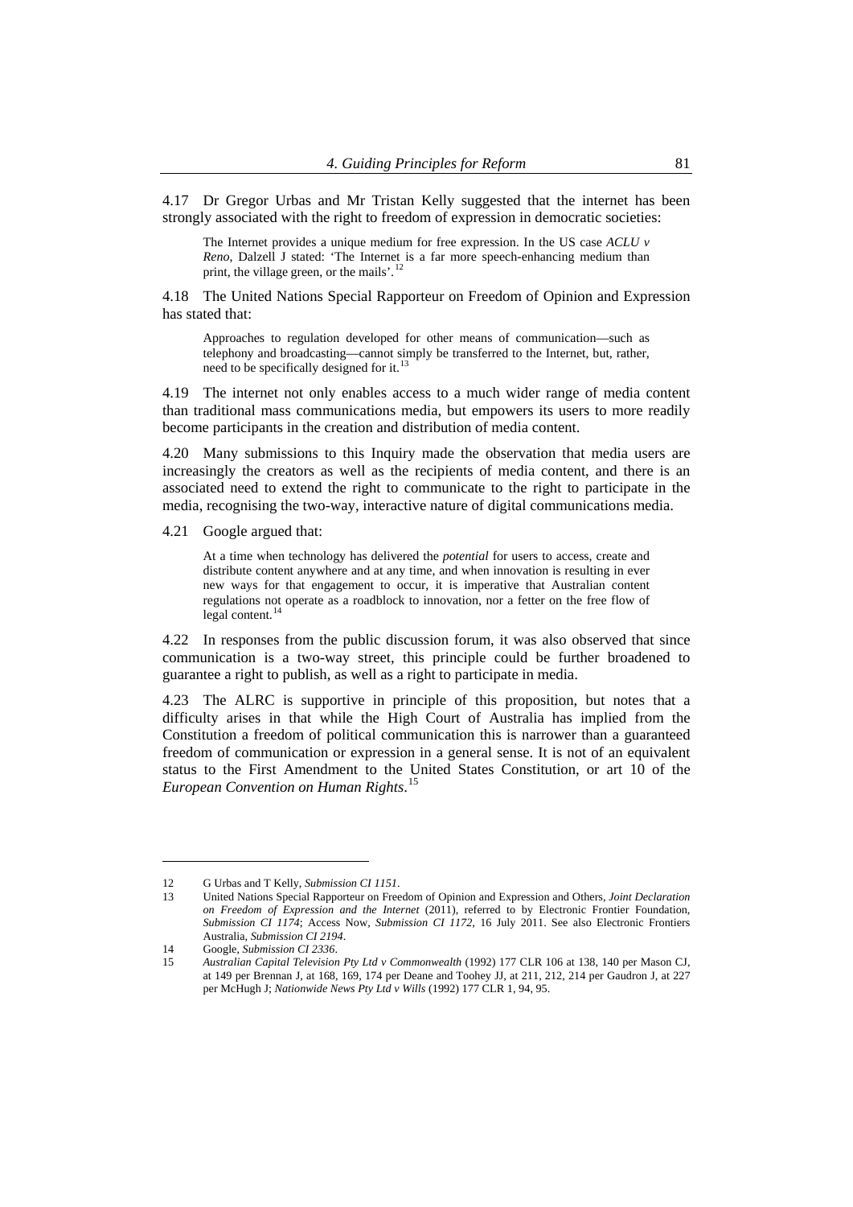4.17 Dr Gregor Urbas and Mr Tristan Kelly suggested that the internet has been strongly associated with the right to freedom of expression in democratic societies:

> The Internet provides a unique medium for free expression. In the US case *ACLU v Reno*, Dalzell J stated: 'The Internet is a far more speech-enhancing medium than print, the village green, or the mails'.[12]

4.18 The United Nations Special Rapporteur on Freedom of Opinion and Expression has stated that:

> Approaches to regulation developed for other means of communication—such as telephony and broadcasting—cannot simply be transferred to the Internet, but, rather, need to be specifically designed for it.[13]

4.19 The internet not only enables access to a much wider range of media content than traditional mass communications media, but empowers its users to more readily become participants in the creation and distribution of media content.

4.20 Many submissions to this Inquiry made the observation that media users are increasingly the creators as well as the recipients of media content, and there is an associated need to extend the right to communicate to the right to participate in the media, recognising the two-way, interactive nature of digital communications media.

4.21 Google argued that:

> At a time when technology has delivered the *potential* for users to access, create and distribute content anywhere and at any time, and when innovation is resulting in ever new ways for that engagement to occur, it is imperative that Australian content regulations not operate as a roadblock to innovation, nor a fetter on the free flow of legal content.[14]

4.22 In responses from the public discussion forum, it was also observed that since communication is a two-way street, this principle could be further broadened to guarantee a right to publish, as well as a right to participate in media.

4.23 The ALRC is supportive in principle of this proposition, but notes that a difficulty arises in that while the High Court of Australia has implied from the Constitution a freedom of political communication this is narrower than a guaranteed freedom of communication or expression in a general sense. It is not of an equivalent status to the First Amendment to the United States Constitution, or art 10 of the *European Convention on Human Rights*.[15]

---

12 G Urbas and T Kelly, *Submission CI 1151*.

13 United Nations Special Rapporteur on Freedom of Opinion and Expression and Others, *Joint Declaration on Freedom of Expression and the Internet* (2011), referred to by Electronic Frontier Foundation, *Submission CI 1174*; Access Now, *Submission CI 1172*, 16 July 2011. See also Electronic Frontiers Australia, *Submission CI 2194*.

14 Google, *Submission CI 2336*.

15 *Australian Capital Television Pty Ltd v Commonwealth* (1992) 177 CLR 106 at 138, 140 per Mason CJ, at 149 per Brennan J, at 168, 169, 174 per Deane and Toohey JJ, at 211, 212, 214 per Gaudron J, at 227 per McHugh J; *Nationwide News Pty Ltd v Wills* (1992) 177 CLR 1, 94, 95.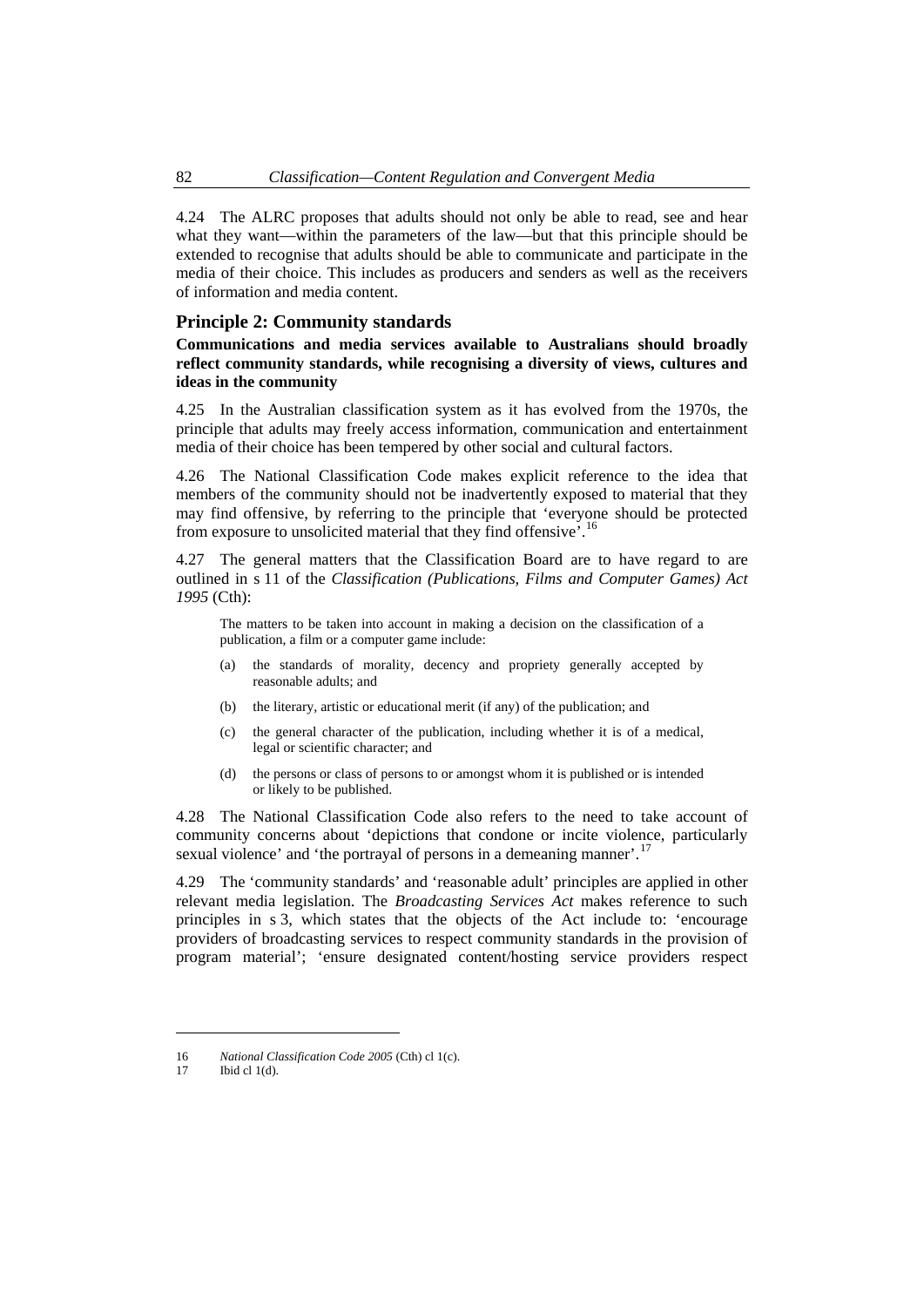4.24 The ALRC proposes that adults should not only be able to read, see and hear what they want—within the parameters of the law—but that this principle should be extended to recognise that adults should be able to communicate and participate in the media of their choice. This includes as producers and senders as well as the receivers of information and media content.

### Principle 2: Community standards

**Communications and media services available to Australians should broadly reflect community standards, while recognising a diversity of views, cultures and ideas in the community**

4.25 In the Australian classification system as it has evolved from the 1970s, the principle that adults may freely access information, communication and entertainment media of their choice has been tempered by other social and cultural factors.

4.26 The National Classification Code makes explicit reference to the idea that members of the community should not be inadvertently exposed to material that they may find offensive, by referring to the principle that 'everyone should be protected from exposure to unsolicited material that they find offensive'.[16]

4.27 The general matters that the Classification Board are to have regard to are outlined in s 11 of the *Classification (Publications, Films and Computer Games) Act 1995* (Cth):

> The matters to be taken into account in making a decision on the classification of a publication, a film or a computer game include:
>
> (a) the standards of morality, decency and propriety generally accepted by reasonable adults; and
>
> (b) the literary, artistic or educational merit (if any) of the publication; and
>
> (c) the general character of the publication, including whether it is of a medical, legal or scientific character; and
>
> (d) the persons or class of persons to or amongst whom it is published or is intended or likely to be published.

4.28 The National Classification Code also refers to the need to take account of community concerns about 'depictions that condone or incite violence, particularly sexual violence' and 'the portrayal of persons in a demeaning manner'.[17]

4.29 The 'community standards' and 'reasonable adult' principles are applied in other relevant media legislation. The *Broadcasting Services Act* makes reference to such principles in s 3, which states that the objects of the Act include to: 'encourage providers of broadcasting services to respect community standards in the provision of program material'; 'ensure designated content/hosting service providers respect

---

16 *National Classification Code 2005* (Cth) cl 1(c).

17 Ibid cl 1(d).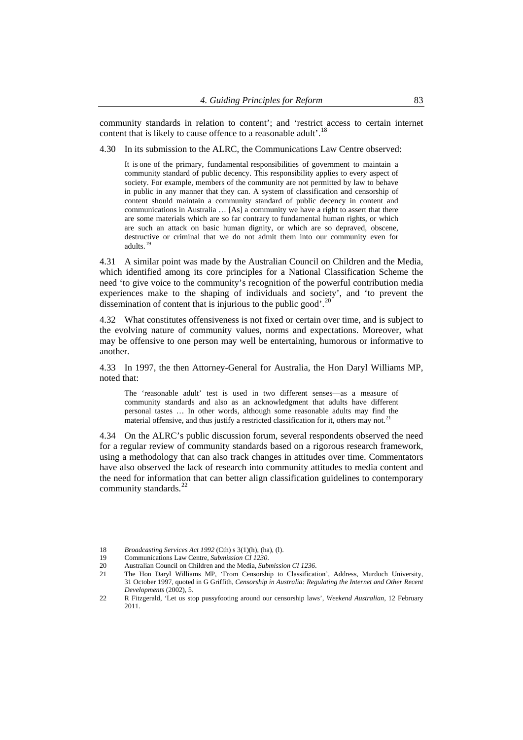community standards in relation to content'; and 'restrict access to certain internet content that is likely to cause offence to a reasonable adult'.[18]

4.30 In its submission to the ALRC, the Communications Law Centre observed:

> It is one of the primary, fundamental responsibilities of government to maintain a community standard of public decency. This responsibility applies to every aspect of society. For example, members of the community are not permitted by law to behave in public in any manner that they can. A system of classification and censorship of content should maintain a community standard of public decency in content and communications in Australia … [As] a community we have a right to assert that there are some materials which are so far contrary to fundamental human rights, or which are such an attack on basic human dignity, or which are so depraved, obscene, destructive or criminal that we do not admit them into our community even for adults.[19]

4.31 A similar point was made by the Australian Council on Children and the Media, which identified among its core principles for a National Classification Scheme the need 'to give voice to the community's recognition of the powerful contribution media experiences make to the shaping of individuals and society', and 'to prevent the dissemination of content that is injurious to the public good'.[20]

4.32 What constitutes offensiveness is not fixed or certain over time, and is subject to the evolving nature of community values, norms and expectations. Moreover, what may be offensive to one person may well be entertaining, humorous or informative to another.

4.33 In 1997, the then Attorney-General for Australia, the Hon Daryl Williams MP, noted that:

> The 'reasonable adult' test is used in two different senses—as a measure of community standards and also as an acknowledgment that adults have different personal tastes … In other words, although some reasonable adults may find the material offensive, and thus justify a restricted classification for it, others may not.[21]

4.34 On the ALRC's public discussion forum, several respondents observed the need for a regular review of community standards based on a rigorous research framework, using a methodology that can also track changes in attitudes over time. Commentators have also observed the lack of research into community attitudes to media content and the need for information that can better align classification guidelines to contemporary community standards.[22]

---

18 *Broadcasting Services Act 1992* (Cth) s 3(1)(h), (ha), (l).

19 Communications Law Centre, *Submission CI 1230*.

20 Australian Council on Children and the Media, *Submission CI 1236*.

21 The Hon Daryl Williams MP, 'From Censorship to Classification', Address, Murdoch University, 31 October 1997, quoted in G Griffith, *Censorship in Australia: Regulating the Internet and Other Recent Developments* (2002), 5.

22 R Fitzgerald, 'Let us stop pussyfooting around our censorship laws', *Weekend Australian*, 12 February 2011.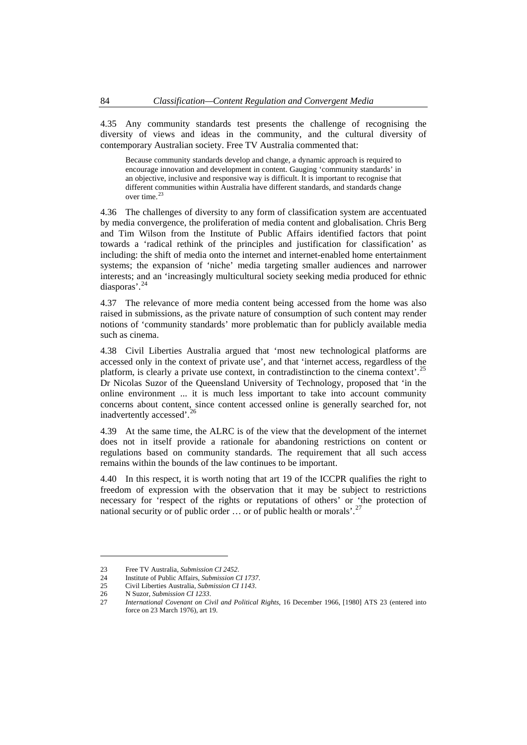4.35 Any community standards test presents the challenge of recognising the diversity of views and ideas in the community, and the cultural diversity of contemporary Australian society. Free TV Australia commented that:

> Because community standards develop and change, a dynamic approach is required to encourage innovation and development in content. Gauging 'community standards' in an objective, inclusive and responsive way is difficult. It is important to recognise that different communities within Australia have different standards, and standards change over time.[23]

4.36 The challenges of diversity to any form of classification system are accentuated by media convergence, the proliferation of media content and globalisation. Chris Berg and Tim Wilson from the Institute of Public Affairs identified factors that point towards a 'radical rethink of the principles and justification for classification' as including: the shift of media onto the internet and internet-enabled home entertainment systems; the expansion of 'niche' media targeting smaller audiences and narrower interests; and an 'increasingly multicultural society seeking media produced for ethnic diasporas'.[24]

4.37 The relevance of more media content being accessed from the home was also raised in submissions, as the private nature of consumption of such content may render notions of 'community standards' more problematic than for publicly available media such as cinema.

4.38 Civil Liberties Australia argued that 'most new technological platforms are accessed only in the context of private use', and that 'internet access, regardless of the platform, is clearly a private use context, in contradistinction to the cinema context'.[25] Dr Nicolas Suzor of the Queensland University of Technology, proposed that 'in the online environment ... it is much less important to take into account community concerns about content, since content accessed online is generally searched for, not inadvertently accessed'.[26]

4.39 At the same time, the ALRC is of the view that the development of the internet does not in itself provide a rationale for abandoning restrictions on content or regulations based on community standards. The requirement that all such access remains within the bounds of the law continues to be important.

4.40 In this respect, it is worth noting that art 19 of the ICCPR qualifies the right to freedom of expression with the observation that it may be subject to restrictions necessary for 'respect of the rights or reputations of others' or 'the protection of national security or of public order … or of public health or morals'.[27]

---

23 Free TV Australia, *Submission CI 2452*.

24 Institute of Public Affairs, *Submission CI 1737*.

25 Civil Liberties Australia, *Submission CI 1143*.

26 N Suzor, *Submission CI 1233*.

27 *International Covenant on Civil and Political Rights*, 16 December 1966, [1980] ATS 23 (entered into force on 23 March 1976), art 19.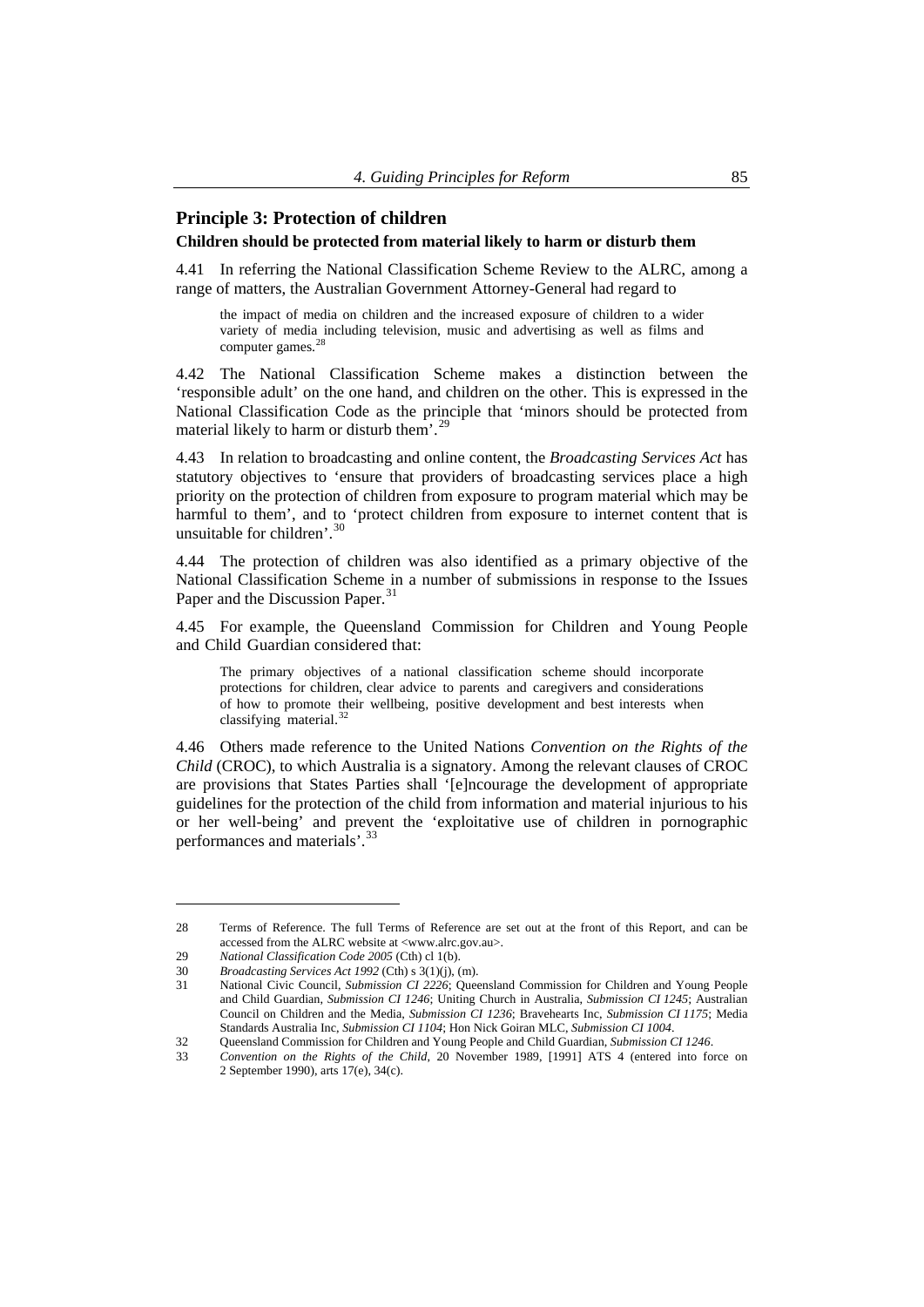## Principle 3: Protection of children

**Children should be protected from material likely to harm or disturb them**

4.41 In referring the National Classification Scheme Review to the ALRC, among a range of matters, the Australian Government Attorney-General had regard to

> the impact of media on children and the increased exposure of children to a wider variety of media including television, music and advertising as well as films and computer games.[28]

4.42 The National Classification Scheme makes a distinction between the 'responsible adult' on the one hand, and children on the other. This is expressed in the National Classification Code as the principle that 'minors should be protected from material likely to harm or disturb them'.[29]

4.43 In relation to broadcasting and online content, the *Broadcasting Services Act* has statutory objectives to 'ensure that providers of broadcasting services place a high priority on the protection of children from exposure to program material which may be harmful to them', and to 'protect children from exposure to internet content that is unsuitable for children'.[30]

4.44 The protection of children was also identified as a primary objective of the National Classification Scheme in a number of submissions in response to the Issues Paper and the Discussion Paper.[31]

4.45 For example, the Queensland Commission for Children and Young People and Child Guardian considered that:

> The primary objectives of a national classification scheme should incorporate protections for children, clear advice to parents and caregivers and considerations of how to promote their wellbeing, positive development and best interests when classifying material.[32]

4.46 Others made reference to the United Nations *Convention on the Rights of the Child* (CROC), to which Australia is a signatory. Among the relevant clauses of CROC are provisions that States Parties shall '[e]ncourage the development of appropriate guidelines for the protection of the child from information and material injurious to his or her well-being' and prevent the 'exploitative use of children in pornographic performances and materials'.[33]

---

28 Terms of Reference. The full Terms of Reference are set out at the front of this Report, and can be accessed from the ALRC website at <www.alrc.gov.au>.

29 *National Classification Code 2005* (Cth) cl 1(b).

30 *Broadcasting Services Act 1992* (Cth) s 3(1)(j), (m).

31 National Civic Council, *Submission CI 2226*; Queensland Commission for Children and Young People and Child Guardian, *Submission CI 1246*; Uniting Church in Australia, *Submission CI 1245*; Australian Council on Children and the Media, *Submission CI 1236*; Bravehearts Inc, *Submission CI 1175*; Media Standards Australia Inc, *Submission CI 1104*; Hon Nick Goiran MLC, *Submission CI 1004*.

32 Queensland Commission for Children and Young People and Child Guardian, *Submission CI 1246*.

33 *Convention on the Rights of the Child*, 20 November 1989, [1991] ATS 4 (entered into force on 2 September 1990), arts 17(e), 34(c).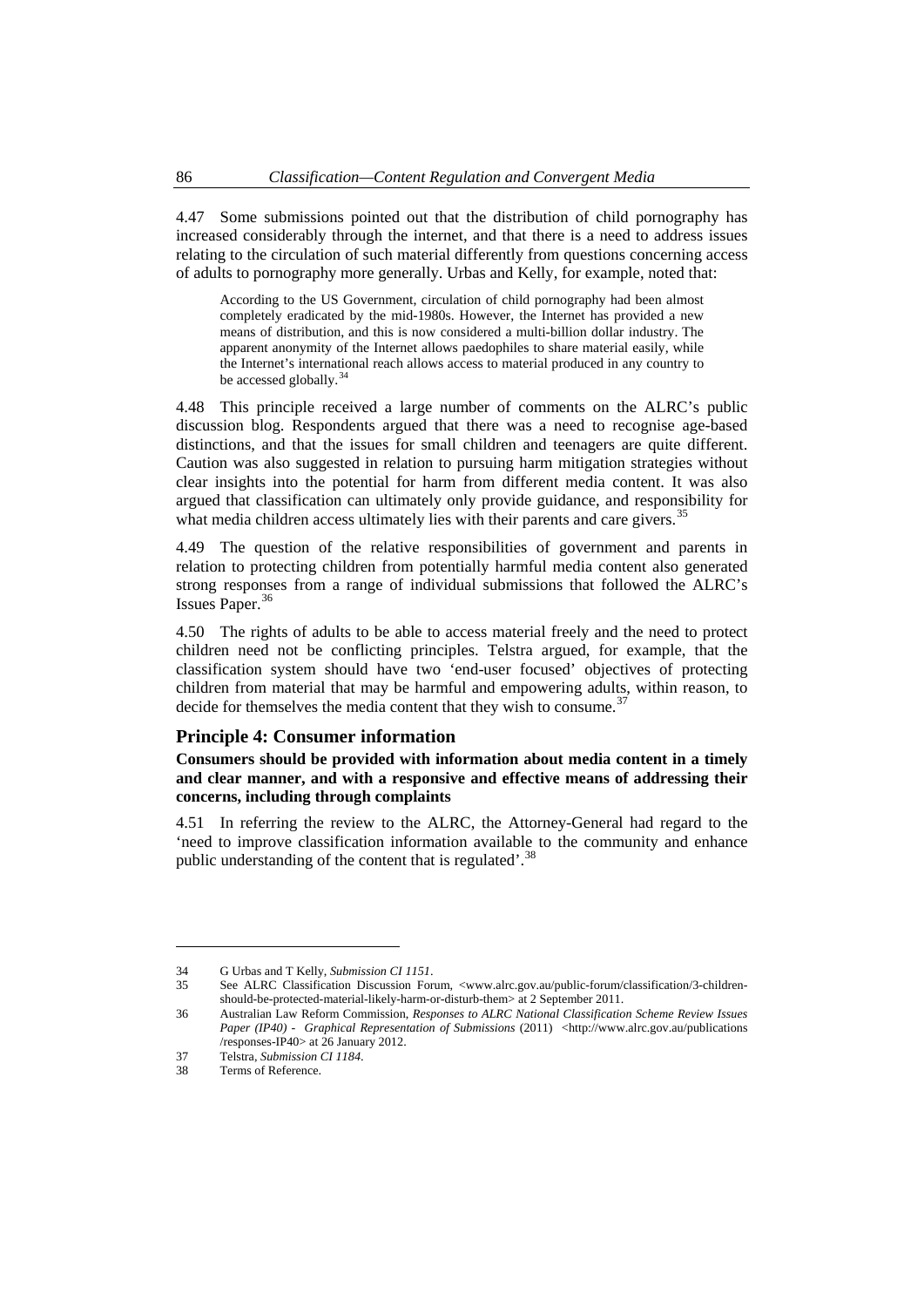4.47 Some submissions pointed out that the distribution of child pornography has increased considerably through the internet, and that there is a need to address issues relating to the circulation of such material differently from questions concerning access of adults to pornography more generally. Urbas and Kelly, for example, noted that:

> According to the US Government, circulation of child pornography had been almost completely eradicated by the mid-1980s. However, the Internet has provided a new means of distribution, and this is now considered a multi-billion dollar industry. The apparent anonymity of the Internet allows paedophiles to share material easily, while the Internet's international reach allows access to material produced in any country to be accessed globally.[34]

4.48 This principle received a large number of comments on the ALRC's public discussion blog. Respondents argued that there was a need to recognise age-based distinctions, and that the issues for small children and teenagers are quite different. Caution was also suggested in relation to pursuing harm mitigation strategies without clear insights into the potential for harm from different media content. It was also argued that classification can ultimately only provide guidance, and responsibility for what media children access ultimately lies with their parents and care givers.[35]

4.49 The question of the relative responsibilities of government and parents in relation to protecting children from potentially harmful media content also generated strong responses from a range of individual submissions that followed the ALRC's Issues Paper.[36]

4.50 The rights of adults to be able to access material freely and the need to protect children need not be conflicting principles. Telstra argued, for example, that the classification system should have two 'end-user focused' objectives of protecting children from material that may be harmful and empowering adults, within reason, to decide for themselves the media content that they wish to consume.[37]

### Principle 4: Consumer information

**Consumers should be provided with information about media content in a timely and clear manner, and with a responsive and effective means of addressing their concerns, including through complaints**

4.51 In referring the review to the ALRC, the Attorney-General had regard to the 'need to improve classification information available to the community and enhance public understanding of the content that is regulated'.[38]

---

34 G Urbas and T Kelly, *Submission CI 1151*.

35 See ALRC Classification Discussion Forum, <www.alrc.gov.au/public-forum/classification/3-children-should-be-protected-material-likely-harm-or-disturb-them> at 2 September 2011.

36 Australian Law Reform Commission, *Responses to ALRC National Classification Scheme Review Issues Paper (IP40) - Graphical Representation of Submissions* (2011) <http://www.alrc.gov.au/publications/responses-IP40> at 26 January 2012.

37 Telstra, *Submission CI 1184*.

38 Terms of Reference.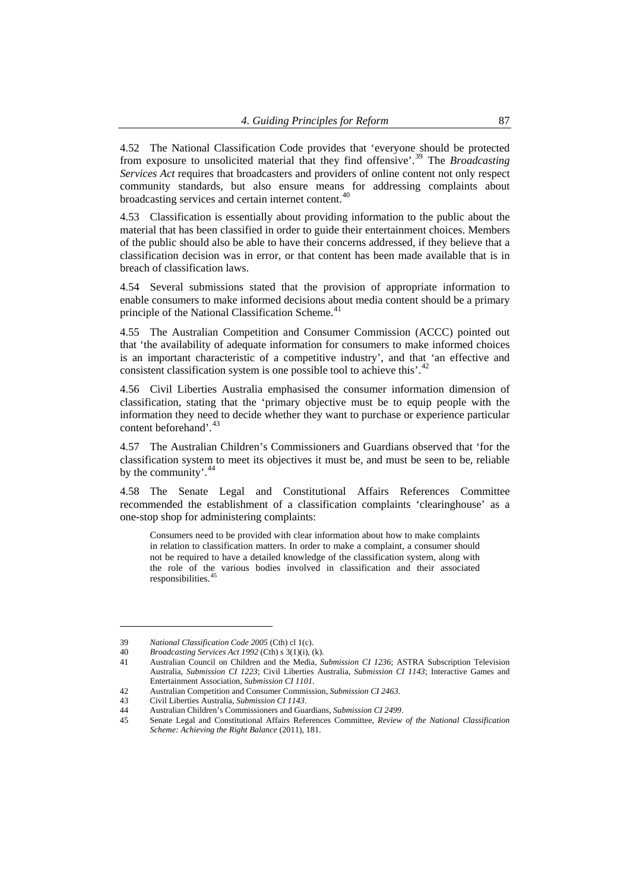4.52 The National Classification Code provides that 'everyone should be protected from exposure to unsolicited material that they find offensive'.[39] The *Broadcasting Services Act* requires that broadcasters and providers of online content not only respect community standards, but also ensure means for addressing complaints about broadcasting services and certain internet content.[40]

4.53 Classification is essentially about providing information to the public about the material that has been classified in order to guide their entertainment choices. Members of the public should also be able to have their concerns addressed, if they believe that a classification decision was in error, or that content has been made available that is in breach of classification laws.

4.54 Several submissions stated that the provision of appropriate information to enable consumers to make informed decisions about media content should be a primary principle of the National Classification Scheme.[41]

4.55 The Australian Competition and Consumer Commission (ACCC) pointed out that 'the availability of adequate information for consumers to make informed choices is an important characteristic of a competitive industry', and that 'an effective and consistent classification system is one possible tool to achieve this'.[42]

4.56 Civil Liberties Australia emphasised the consumer information dimension of classification, stating that the 'primary objective must be to equip people with the information they need to decide whether they want to purchase or experience particular content beforehand'.[43]

4.57 The Australian Children's Commissioners and Guardians observed that 'for the classification system to meet its objectives it must be, and must be seen to be, reliable by the community'.[44]

4.58 The Senate Legal and Constitutional Affairs References Committee recommended the establishment of a classification complaints 'clearinghouse' as a one-stop shop for administering complaints:

> Consumers need to be provided with clear information about how to make complaints in relation to classification matters. In order to make a complaint, a consumer should not be required to have a detailed knowledge of the classification system, along with the role of the various bodies involved in classification and their associated responsibilities.[45]

---

39 *National Classification Code 2005* (Cth) cl 1(c).

40 *Broadcasting Services Act 1992* (Cth) s 3(1)(i), (k).

41 Australian Council on Children and the Media, *Submission CI 1236*; ASTRA Subscription Television Australia, *Submission CI 1223*; Civil Liberties Australia, *Submission CI 1143*; Interactive Games and Entertainment Association, *Submission CI 1101*.

42 Australian Competition and Consumer Commission, *Submission CI 2463*.

43 Civil Liberties Australia, *Submission CI 1143*.

44 Australian Children's Commissioners and Guardians, *Submission CI 2499*.

45 Senate Legal and Constitutional Affairs References Committee, *Review of the National Classification Scheme: Achieving the Right Balance* (2011), 181.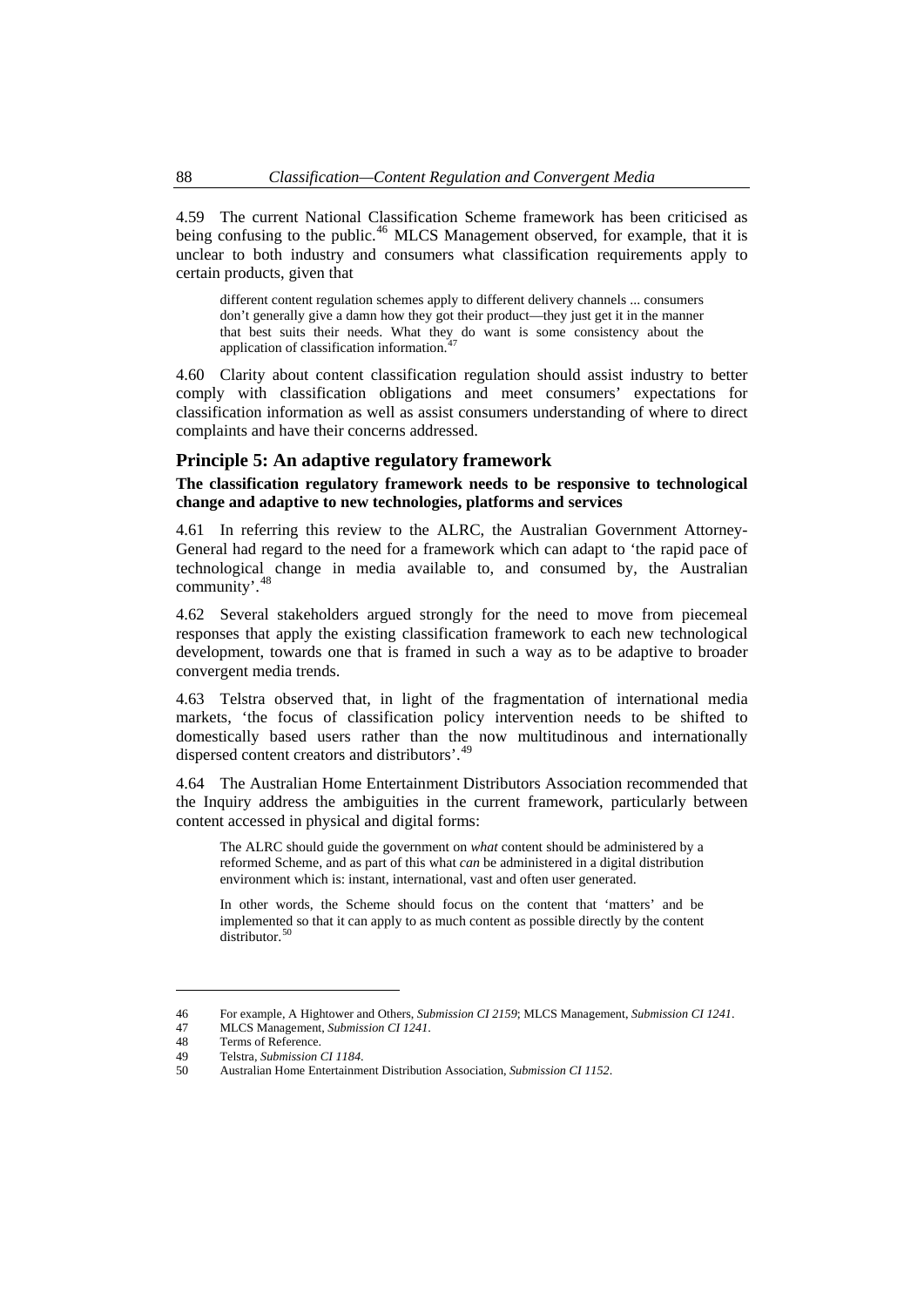4.59 The current National Classification Scheme framework has been criticised as being confusing to the public.[46] MLCS Management observed, for example, that it is unclear to both industry and consumers what classification requirements apply to certain products, given that

> different content regulation schemes apply to different delivery channels ... consumers don't generally give a damn how they got their product—they just get it in the manner that best suits their needs. What they do want is some consistency about the application of classification information.[47]

4.60 Clarity about content classification regulation should assist industry to better comply with classification obligations and meet consumers' expectations for classification information as well as assist consumers understanding of where to direct complaints and have their concerns addressed.

## Principle 5: An adaptive regulatory framework

**The classification regulatory framework needs to be responsive to technological change and adaptive to new technologies, platforms and services**

4.61 In referring this review to the ALRC, the Australian Government Attorney-General had regard to the need for a framework which can adapt to 'the rapid pace of technological change in media available to, and consumed by, the Australian community'.[48]

4.62 Several stakeholders argued strongly for the need to move from piecemeal responses that apply the existing classification framework to each new technological development, towards one that is framed in such a way as to be adaptive to broader convergent media trends.

4.63 Telstra observed that, in light of the fragmentation of international media markets, 'the focus of classification policy intervention needs to be shifted to domestically based users rather than the now multitudinous and internationally dispersed content creators and distributors'.[49]

4.64 The Australian Home Entertainment Distributors Association recommended that the Inquiry address the ambiguities in the current framework, particularly between content accessed in physical and digital forms:

> The ALRC should guide the government on *what* content should be administered by a reformed Scheme, and as part of this what *can* be administered in a digital distribution environment which is: instant, international, vast and often user generated.
>
> In other words, the Scheme should focus on the content that 'matters' and be implemented so that it can apply to as much content as possible directly by the content distributor.[50]

---

46 For example, A Hightower and Others, *Submission CI 2159*; MLCS Management, *Submission CI 1241*.

47 MLCS Management, *Submission CI 1241*.

48 Terms of Reference.

49 Telstra, *Submission CI 1184*.

50 Australian Home Entertainment Distribution Association, *Submission CI 1152*.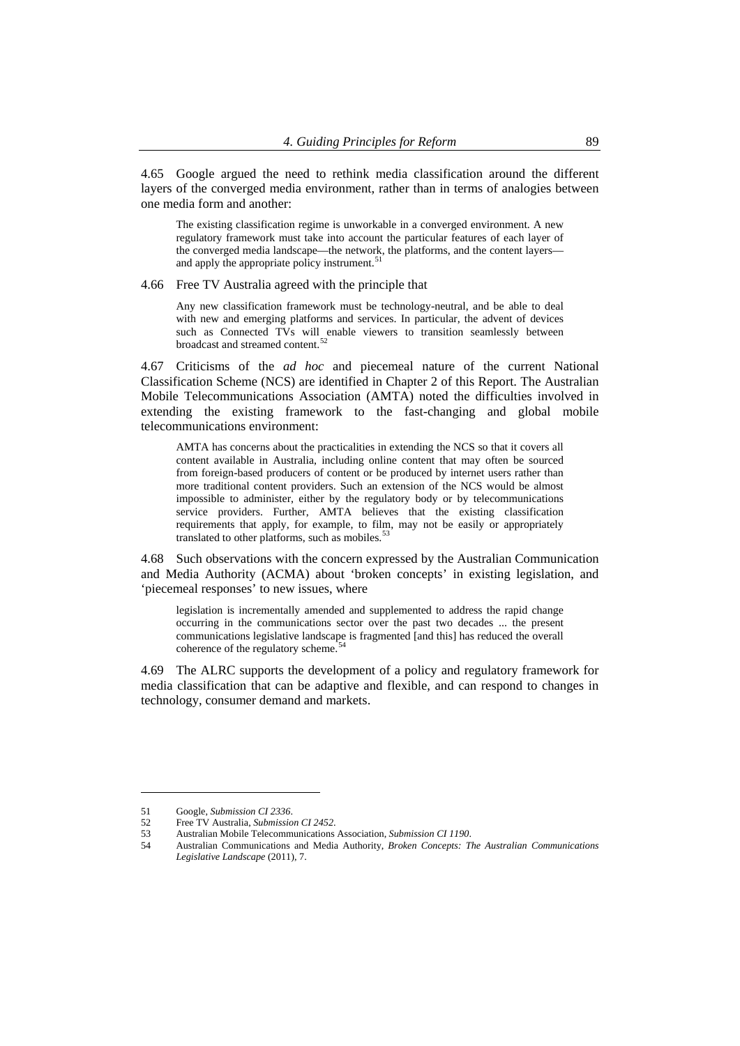4.65 Google argued the need to rethink media classification around the different layers of the converged media environment, rather than in terms of analogies between one media form and another:

> The existing classification regime is unworkable in a converged environment. A new regulatory framework must take into account the particular features of each layer of the converged media landscape—the network, the platforms, and the content layers—and apply the appropriate policy instrument.[51]

4.66 Free TV Australia agreed with the principle that

> Any new classification framework must be technology-neutral, and be able to deal with new and emerging platforms and services. In particular, the advent of devices such as Connected TVs will enable viewers to transition seamlessly between broadcast and streamed content.[52]

4.67 Criticisms of the *ad hoc* and piecemeal nature of the current National Classification Scheme (NCS) are identified in Chapter 2 of this Report. The Australian Mobile Telecommunications Association (AMTA) noted the difficulties involved in extending the existing framework to the fast-changing and global mobile telecommunications environment:

> AMTA has concerns about the practicalities in extending the NCS so that it covers all content available in Australia, including online content that may often be sourced from foreign-based producers of content or be produced by internet users rather than more traditional content providers. Such an extension of the NCS would be almost impossible to administer, either by the regulatory body or by telecommunications service providers. Further, AMTA believes that the existing classification requirements that apply, for example, to film, may not be easily or appropriately translated to other platforms, such as mobiles.[53]

4.68 Such observations with the concern expressed by the Australian Communication and Media Authority (ACMA) about 'broken concepts' in existing legislation, and 'piecemeal responses' to new issues, where

> legislation is incrementally amended and supplemented to address the rapid change occurring in the communications sector over the past two decades ... the present communications legislative landscape is fragmented [and this] has reduced the overall coherence of the regulatory scheme.[54]

4.69 The ALRC supports the development of a policy and regulatory framework for media classification that can be adaptive and flexible, and can respond to changes in technology, consumer demand and markets.

---

51 Google, *Submission CI 2336*.

52 Free TV Australia, *Submission CI 2452*.

53 Australian Mobile Telecommunications Association, *Submission CI 1190*.

54 Australian Communications and Media Authority, *Broken Concepts: The Australian Communications Legislative Landscape* (2011), 7.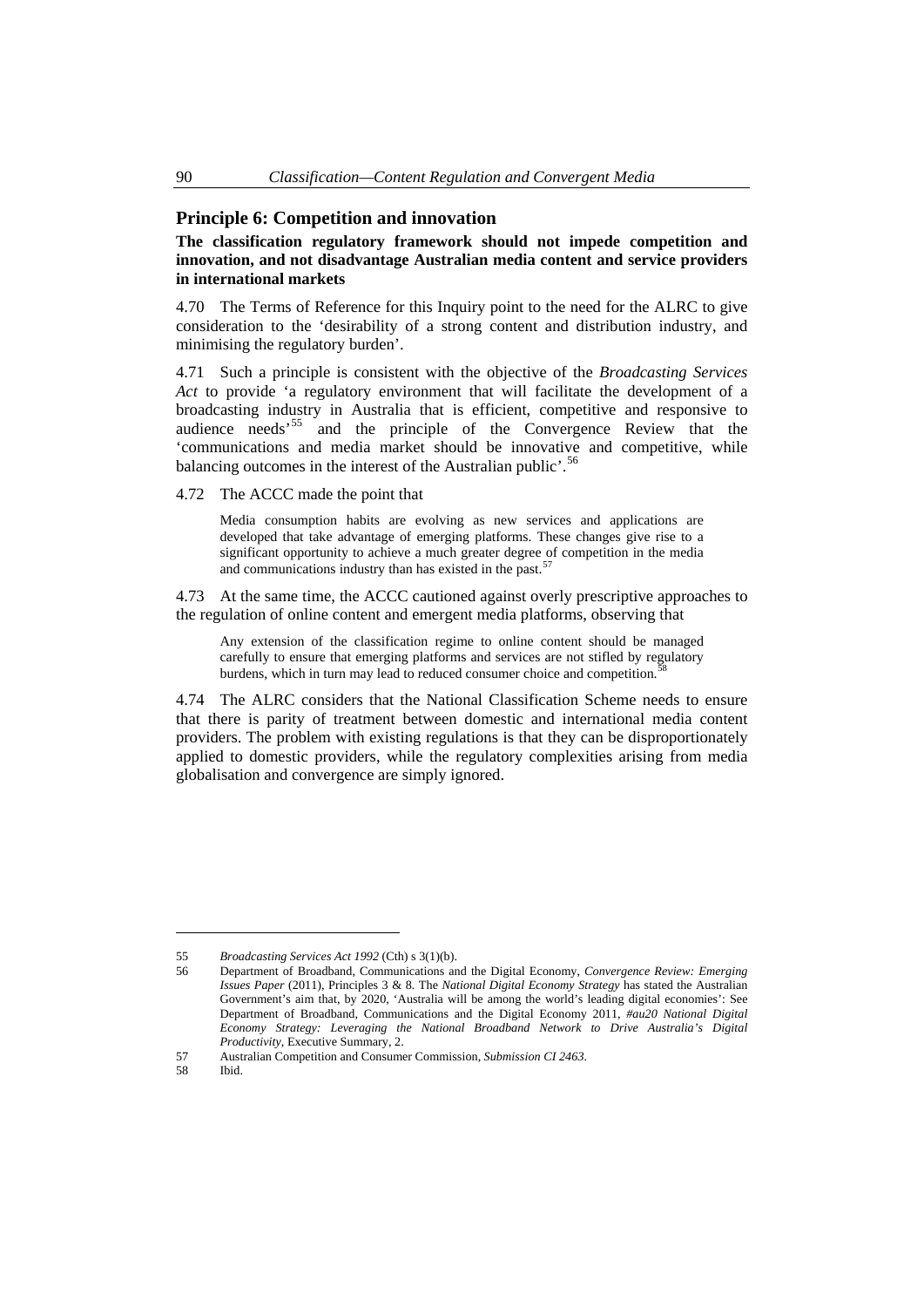## Principle 6: Competition and innovation

**The classification regulatory framework should not impede competition and innovation, and not disadvantage Australian media content and service providers in international markets**

4.70 The Terms of Reference for this Inquiry point to the need for the ALRC to give consideration to the 'desirability of a strong content and distribution industry, and minimising the regulatory burden'.

4.71 Such a principle is consistent with the objective of the *Broadcasting Services Act* to provide 'a regulatory environment that will facilitate the development of a broadcasting industry in Australia that is efficient, competitive and responsive to audience needs'[55] and the principle of the Convergence Review that the 'communications and media market should be innovative and competitive, while balancing outcomes in the interest of the Australian public'.[56]

4.72 The ACCC made the point that

> Media consumption habits are evolving as new services and applications are developed that take advantage of emerging platforms. These changes give rise to a significant opportunity to achieve a much greater degree of competition in the media and communications industry than has existed in the past.[57]

4.73 At the same time, the ACCC cautioned against overly prescriptive approaches to the regulation of online content and emergent media platforms, observing that

> Any extension of the classification regime to online content should be managed carefully to ensure that emerging platforms and services are not stifled by regulatory burdens, which in turn may lead to reduced consumer choice and competition.[58]

4.74 The ALRC considers that the National Classification Scheme needs to ensure that there is parity of treatment between domestic and international media content providers. The problem with existing regulations is that they can be disproportionately applied to domestic providers, while the regulatory complexities arising from media globalisation and convergence are simply ignored.

---

55 *Broadcasting Services Act 1992* (Cth) s 3(1)(b).

56 Department of Broadband, Communications and the Digital Economy, *Convergence Review: Emerging Issues Paper* (2011), Principles 3 & 8. The *National Digital Economy Strategy* has stated the Australian Government's aim that, by 2020, 'Australia will be among the world's leading digital economies': See Department of Broadband, Communications and the Digital Economy 2011, *#au20 National Digital Economy Strategy: Leveraging the National Broadband Network to Drive Australia's Digital Productivity*, Executive Summary, 2.

57 Australian Competition and Consumer Commission, *Submission CI 2463*.

58 Ibid.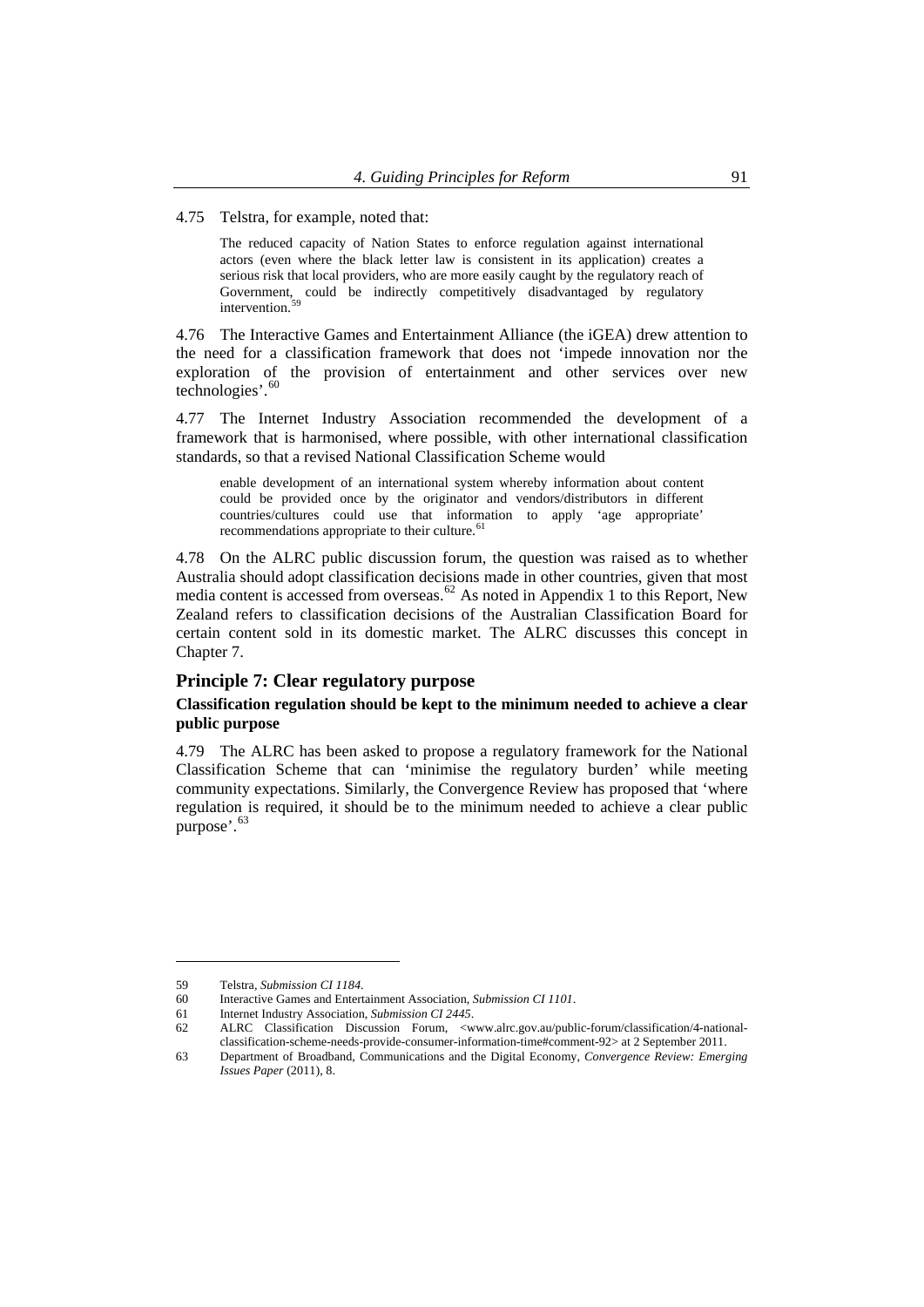4.75 Telstra, for example, noted that:

> The reduced capacity of Nation States to enforce regulation against international actors (even where the black letter law is consistent in its application) creates a serious risk that local providers, who are more easily caught by the regulatory reach of Government, could be indirectly competitively disadvantaged by regulatory intervention.[59]

4.76 The Interactive Games and Entertainment Alliance (the iGEA) drew attention to the need for a classification framework that does not 'impede innovation nor the exploration of the provision of entertainment and other services over new technologies'.[60]

4.77 The Internet Industry Association recommended the development of a framework that is harmonised, where possible, with other international classification standards, so that a revised National Classification Scheme would

> enable development of an international system whereby information about content could be provided once by the originator and vendors/distributors in different countries/cultures could use that information to apply 'age appropriate' recommendations appropriate to their culture.[61]

4.78 On the ALRC public discussion forum, the question was raised as to whether Australia should adopt classification decisions made in other countries, given that most media content is accessed from overseas.[62] As noted in Appendix 1 to this Report, New Zealand refers to classification decisions of the Australian Classification Board for certain content sold in its domestic market. The ALRC discusses this concept in Chapter 7.

## Principle 7: Clear regulatory purpose

**Classification regulation should be kept to the minimum needed to achieve a clear public purpose**

4.79 The ALRC has been asked to propose a regulatory framework for the National Classification Scheme that can 'minimise the regulatory burden' while meeting community expectations. Similarly, the Convergence Review has proposed that 'where regulation is required, it should be to the minimum needed to achieve a clear public purpose'.[63]

---

59 Telstra, *Submission CI 1184*.

60 Interactive Games and Entertainment Association, *Submission CI 1101*.

61 Internet Industry Association, *Submission CI 2445*.

62 ALRC Classification Discussion Forum, <www.alrc.gov.au/public-forum/classification/4-national-classification-scheme-needs-provide-consumer-information-time#comment-92> at 2 September 2011.

63 Department of Broadband, Communications and the Digital Economy, *Convergence Review: Emerging Issues Paper* (2011), 8.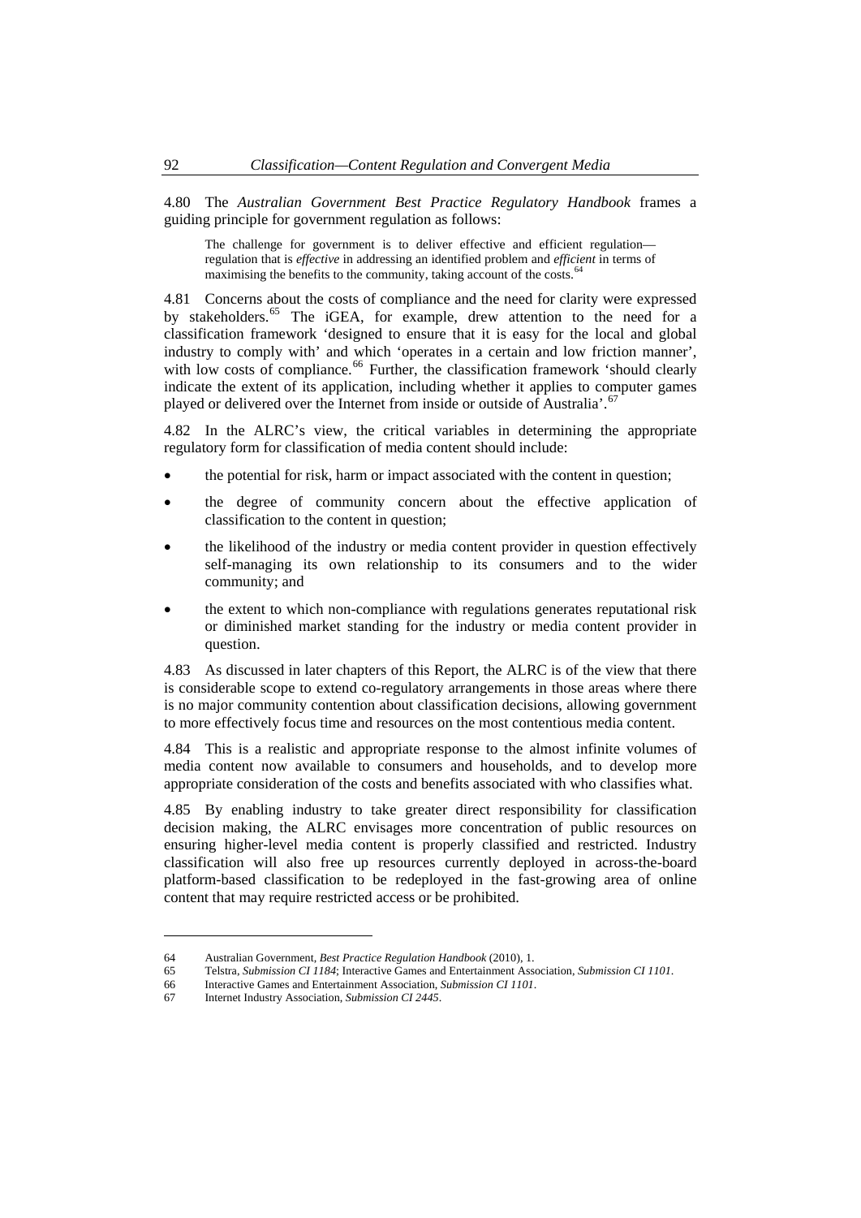4.80 The *Australian Government Best Practice Regulatory Handbook* frames a guiding principle for government regulation as follows:

> The challenge for government is to deliver effective and efficient regulation—regulation that is *effective* in addressing an identified problem and *efficient* in terms of maximising the benefits to the community, taking account of the costs.[64]

4.81 Concerns about the costs of compliance and the need for clarity were expressed by stakeholders.[65] The iGEA, for example, drew attention to the need for a classification framework 'designed to ensure that it is easy for the local and global industry to comply with' and which 'operates in a certain and low friction manner', with low costs of compliance.[66] Further, the classification framework 'should clearly indicate the extent of its application, including whether it applies to computer games played or delivered over the Internet from inside or outside of Australia'.[67]

4.82 In the ALRC's view, the critical variables in determining the appropriate regulatory form for classification of media content should include:

- the potential for risk, harm or impact associated with the content in question;
- the degree of community concern about the effective application of classification to the content in question;
- the likelihood of the industry or media content provider in question effectively self-managing its own relationship to its consumers and to the wider community; and
- the extent to which non-compliance with regulations generates reputational risk or diminished market standing for the industry or media content provider in question.

4.83 As discussed in later chapters of this Report, the ALRC is of the view that there is considerable scope to extend co-regulatory arrangements in those areas where there is no major community contention about classification decisions, allowing government to more effectively focus time and resources on the most contentious media content.

4.84 This is a realistic and appropriate response to the almost infinite volumes of media content now available to consumers and households, and to develop more appropriate consideration of the costs and benefits associated with who classifies what.

4.85 By enabling industry to take greater direct responsibility for classification decision making, the ALRC envisages more concentration of public resources on ensuring higher-level media content is properly classified and restricted. Industry classification will also free up resources currently deployed in across-the-board platform-based classification to be redeployed in the fast-growing area of online content that may require restricted access or be prohibited.

---

64 Australian Government, *Best Practice Regulation Handbook* (2010), 1.

65 Telstra, *Submission CI 1184*; Interactive Games and Entertainment Association, *Submission CI 1101*.

66 Interactive Games and Entertainment Association, *Submission CI 1101*.

67 Internet Industry Association, *Submission CI 2445*.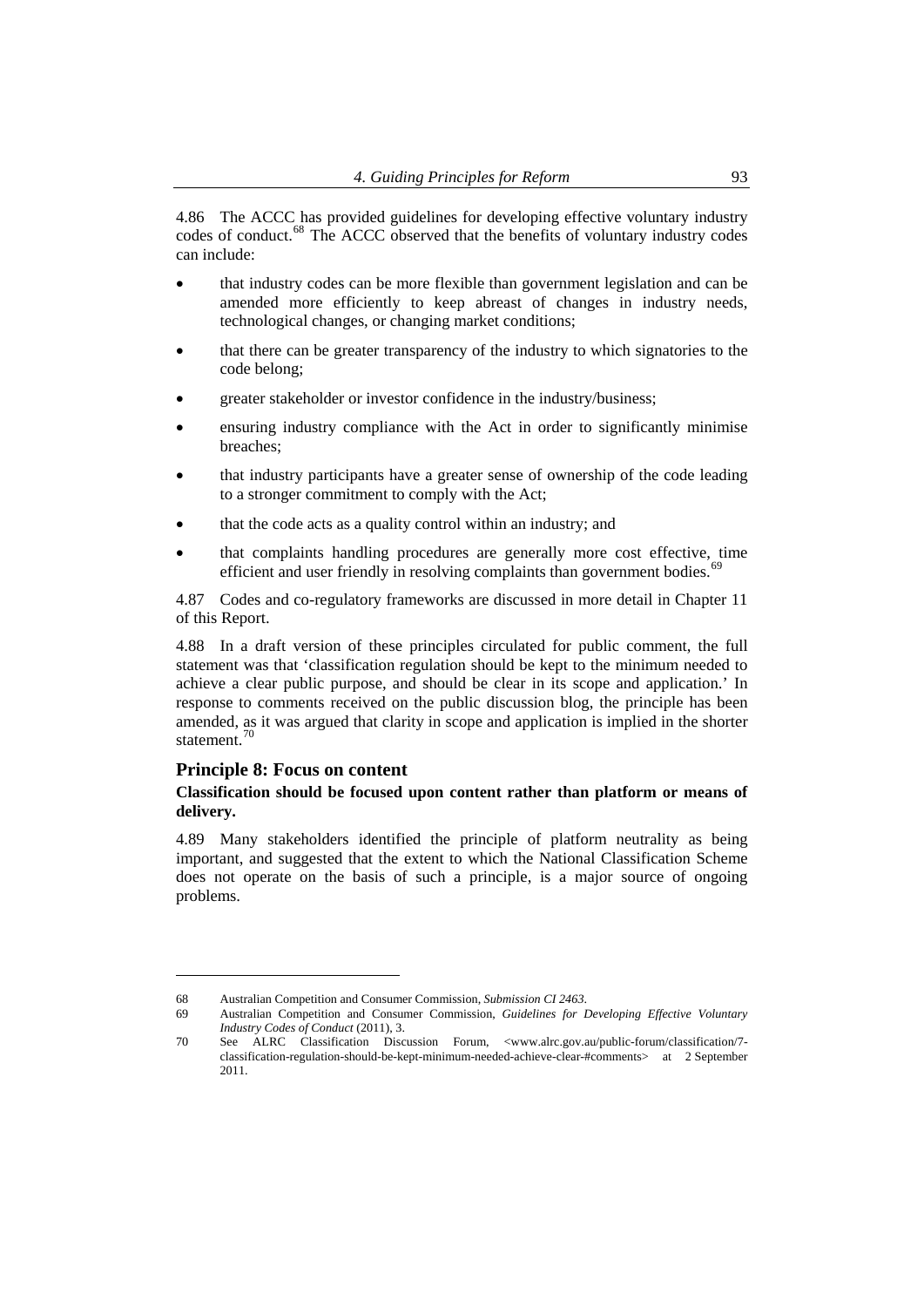4.86 The ACCC has provided guidelines for developing effective voluntary industry codes of conduct.[68] The ACCC observed that the benefits of voluntary industry codes can include:

- that industry codes can be more flexible than government legislation and can be amended more efficiently to keep abreast of changes in industry needs, technological changes, or changing market conditions;
- that there can be greater transparency of the industry to which signatories to the code belong;
- greater stakeholder or investor confidence in the industry/business;
- ensuring industry compliance with the Act in order to significantly minimise breaches;
- that industry participants have a greater sense of ownership of the code leading to a stronger commitment to comply with the Act;
- that the code acts as a quality control within an industry; and
- that complaints handling procedures are generally more cost effective, time efficient and user friendly in resolving complaints than government bodies.[69]

4.87 Codes and co-regulatory frameworks are discussed in more detail in Chapter 11 of this Report.

4.88 In a draft version of these principles circulated for public comment, the full statement was that 'classification regulation should be kept to the minimum needed to achieve a clear public purpose, and should be clear in its scope and application.' In response to comments received on the public discussion blog, the principle has been amended, as it was argued that clarity in scope and application is implied in the shorter statement.[70]

## Principle 8: Focus on content

**Classification should be focused upon content rather than platform or means of delivery.**

4.89 Many stakeholders identified the principle of platform neutrality as being important, and suggested that the extent to which the National Classification Scheme does not operate on the basis of such a principle, is a major source of ongoing problems.

---

68 Australian Competition and Consumer Commission, *Submission CI 2463*.

69 Australian Competition and Consumer Commission, *Guidelines for Developing Effective Voluntary Industry Codes of Conduct* (2011), 3.

70 See ALRC Classification Discussion Forum, <www.alrc.gov.au/public-forum/classification/7-classification-regulation-should-be-kept-minimum-needed-achieve-clear-#comments> at 2 September 2011.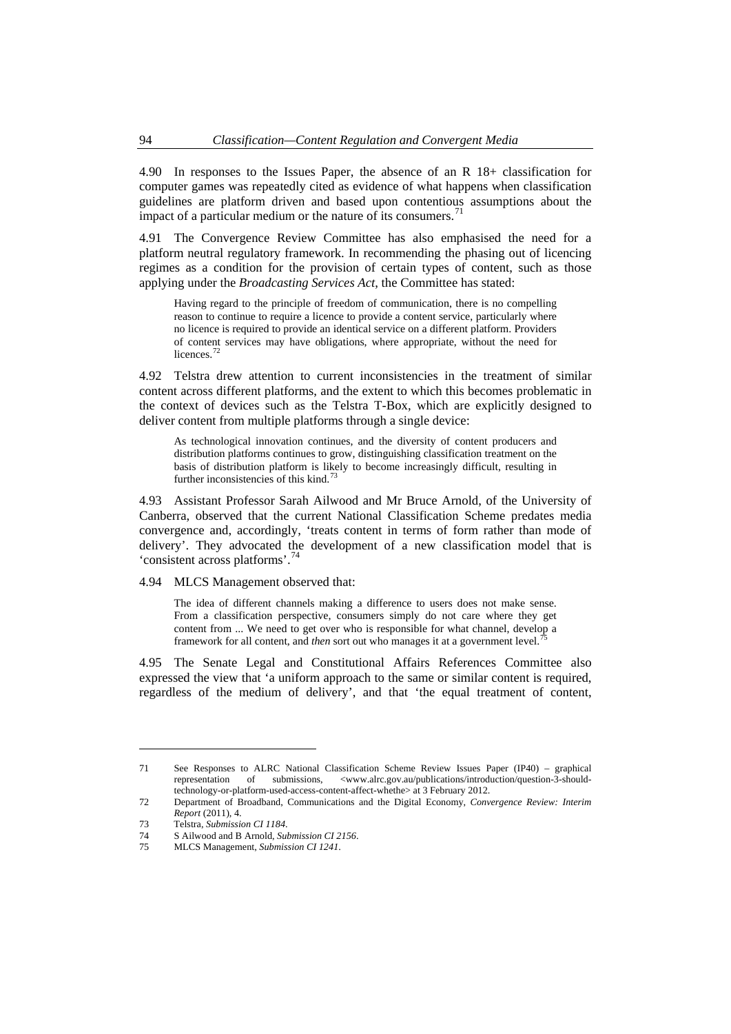4.90 In responses to the Issues Paper, the absence of an R 18+ classification for computer games was repeatedly cited as evidence of what happens when classification guidelines are platform driven and based upon contentious assumptions about the impact of a particular medium or the nature of its consumers.[71]

4.91 The Convergence Review Committee has also emphasised the need for a platform neutral regulatory framework. In recommending the phasing out of licencing regimes as a condition for the provision of certain types of content, such as those applying under the *Broadcasting Services Act*, the Committee has stated:

> Having regard to the principle of freedom of communication, there is no compelling reason to continue to require a licence to provide a content service, particularly where no licence is required to provide an identical service on a different platform. Providers of content services may have obligations, where appropriate, without the need for licences.[72]

4.92 Telstra drew attention to current inconsistencies in the treatment of similar content across different platforms, and the extent to which this becomes problematic in the context of devices such as the Telstra T-Box, which are explicitly designed to deliver content from multiple platforms through a single device:

> As technological innovation continues, and the diversity of content producers and distribution platforms continues to grow, distinguishing classification treatment on the basis of distribution platform is likely to become increasingly difficult, resulting in further inconsistencies of this kind.[73]

4.93 Assistant Professor Sarah Ailwood and Mr Bruce Arnold, of the University of Canberra, observed that the current National Classification Scheme predates media convergence and, accordingly, 'treats content in terms of form rather than mode of delivery'. They advocated the development of a new classification model that is 'consistent across platforms'.[74]

4.94 MLCS Management observed that:

> The idea of different channels making a difference to users does not make sense. From a classification perspective, consumers simply do not care where they get content from ... We need to get over who is responsible for what channel, develop a framework for all content, and *then* sort out who manages it at a government level.[75]

4.95 The Senate Legal and Constitutional Affairs References Committee also expressed the view that 'a uniform approach to the same or similar content is required, regardless of the medium of delivery', and that 'the equal treatment of content,

---

71 See Responses to ALRC National Classification Scheme Review Issues Paper (IP40) – graphical representation of submissions, <www.alrc.gov.au/publications/introduction/question-3-should-technology-or-platform-used-access-content-affect-whethe> at 3 February 2012.

72 Department of Broadband, Communications and the Digital Economy, *Convergence Review: Interim Report* (2011), 4.

73 Telstra, *Submission CI 1184*.

74 S Ailwood and B Arnold, *Submission CI 2156*.

75 MLCS Management, *Submission CI 1241*.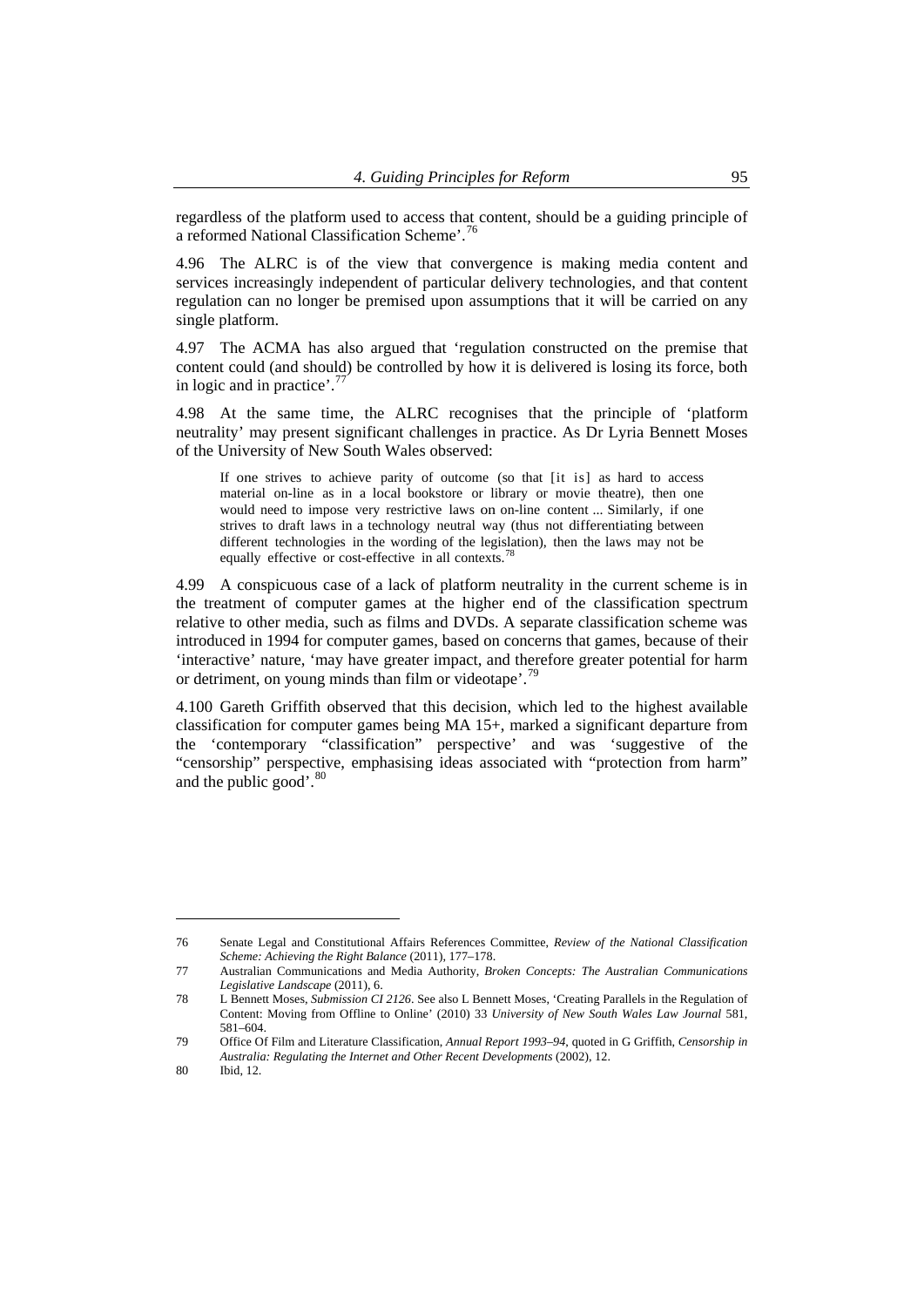regardless of the platform used to access that content, should be a guiding principle of a reformed National Classification Scheme'.[76]

4.96 The ALRC is of the view that convergence is making media content and services increasingly independent of particular delivery technologies, and that content regulation can no longer be premised upon assumptions that it will be carried on any single platform.

4.97 The ACMA has also argued that 'regulation constructed on the premise that content could (and should) be controlled by how it is delivered is losing its force, both in logic and in practice'.[77]

4.98 At the same time, the ALRC recognises that the principle of 'platform neutrality' may present significant challenges in practice. As Dr Lyria Bennett Moses of the University of New South Wales observed:

> If one strives to achieve parity of outcome (so that [it is] as hard to access material on-line as in a local bookstore or library or movie theatre), then one would need to impose very restrictive laws on on-line content ... Similarly, if one strives to draft laws in a technology neutral way (thus not differentiating between different technologies in the wording of the legislation), then the laws may not be equally effective or cost-effective in all contexts.[78]

4.99 A conspicuous case of a lack of platform neutrality in the current scheme is in the treatment of computer games at the higher end of the classification spectrum relative to other media, such as films and DVDs. A separate classification scheme was introduced in 1994 for computer games, based on concerns that games, because of their 'interactive' nature, 'may have greater impact, and therefore greater potential for harm or detriment, on young minds than film or videotape'.[79]

4.100 Gareth Griffith observed that this decision, which led to the highest available classification for computer games being MA 15+, marked a significant departure from the 'contemporary "classification" perspective' and was 'suggestive of the "censorship" perspective, emphasising ideas associated with "protection from harm" and the public good'.[80]

---

76 Senate Legal and Constitutional Affairs References Committee, *Review of the National Classification Scheme: Achieving the Right Balance* (2011), 177–178.

77 Australian Communications and Media Authority, *Broken Concepts: The Australian Communications Legislative Landscape* (2011), 6.

78 L Bennett Moses, *Submission CI 2126*. See also L Bennett Moses, 'Creating Parallels in the Regulation of Content: Moving from Offline to Online' (2010) 33 *University of New South Wales Law Journal* 581, 581–604.

79 Office Of Film and Literature Classification, *Annual Report 1993–94*, quoted in G Griffith, *Censorship in Australia: Regulating the Internet and Other Recent Developments* (2002), 12.

80 Ibid, 12.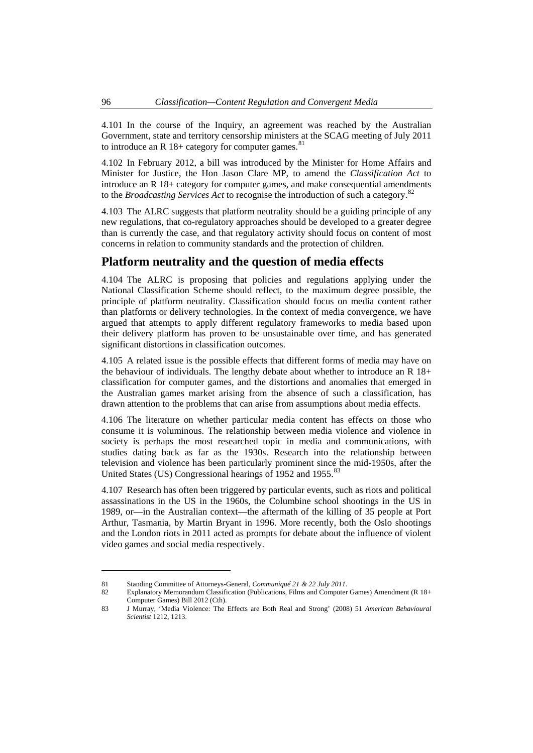4.101 In the course of the Inquiry, an agreement was reached by the Australian Government, state and territory censorship ministers at the SCAG meeting of July 2011 to introduce an R 18+ category for computer games.[81]

4.102 In February 2012, a bill was introduced by the Minister for Home Affairs and Minister for Justice, the Hon Jason Clare MP, to amend the *Classification Act* to introduce an R 18+ category for computer games, and make consequential amendments to the *Broadcasting Services Act* to recognise the introduction of such a category.[82]

4.103 The ALRC suggests that platform neutrality should be a guiding principle of any new regulations, that co-regulatory approaches should be developed to a greater degree than is currently the case, and that regulatory activity should focus on content of most concerns in relation to community standards and the protection of children.

## Platform neutrality and the question of media effects

4.104 The ALRC is proposing that policies and regulations applying under the National Classification Scheme should reflect, to the maximum degree possible, the principle of platform neutrality. Classification should focus on media content rather than platforms or delivery technologies. In the context of media convergence, we have argued that attempts to apply different regulatory frameworks to media based upon their delivery platform has proven to be unsustainable over time, and has generated significant distortions in classification outcomes.

4.105 A related issue is the possible effects that different forms of media may have on the behaviour of individuals. The lengthy debate about whether to introduce an R 18+ classification for computer games, and the distortions and anomalies that emerged in the Australian games market arising from the absence of such a classification, has drawn attention to the problems that can arise from assumptions about media effects.

4.106 The literature on whether particular media content has effects on those who consume it is voluminous. The relationship between media violence and violence in society is perhaps the most researched topic in media and communications, with studies dating back as far as the 1930s. Research into the relationship between television and violence has been particularly prominent since the mid-1950s, after the United States (US) Congressional hearings of 1952 and 1955.[83]

4.107 Research has often been triggered by particular events, such as riots and political assassinations in the US in the 1960s, the Columbine school shootings in the US in 1989, or—in the Australian context—the aftermath of the killing of 35 people at Port Arthur, Tasmania, by Martin Bryant in 1996. More recently, both the Oslo shootings and the London riots in 2011 acted as prompts for debate about the influence of violent video games and social media respectively.

---

81 Standing Committee of Attorneys-General, *Communiqué 21 & 22 July 2011*.

82 Explanatory Memorandum Classification (Publications, Films and Computer Games) Amendment (R 18+ Computer Games) Bill 2012 (Cth).

83 J Murray, 'Media Violence: The Effects are Both Real and Strong' (2008) 51 *American Behavioural Scientist* 1212, 1213.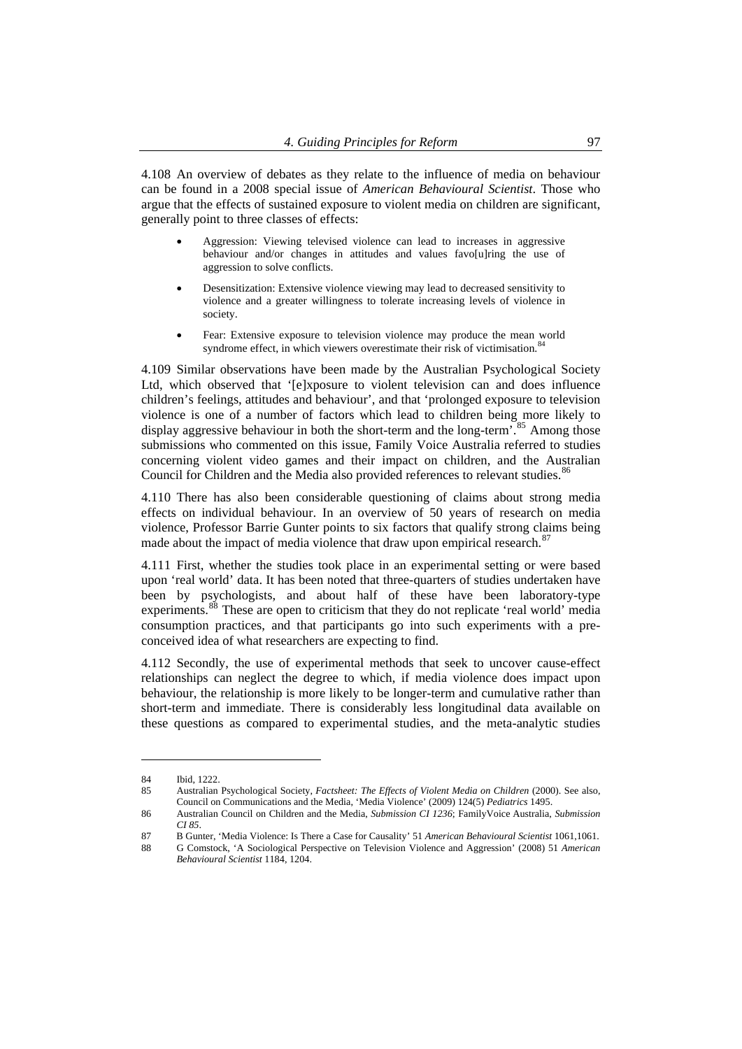4.108 An overview of debates as they relate to the influence of media on behaviour can be found in a 2008 special issue of *American Behavioural Scientist*. Those who argue that the effects of sustained exposure to violent media on children are significant, generally point to three classes of effects:

- Aggression: Viewing televised violence can lead to increases in aggressive behaviour and/or changes in attitudes and values favo[u]ring the use of aggression to solve conflicts.
- Desensitization: Extensive violence viewing may lead to decreased sensitivity to violence and a greater willingness to tolerate increasing levels of violence in society.
- Fear: Extensive exposure to television violence may produce the mean world syndrome effect, in which viewers overestimate their risk of victimisation.[84]

4.109 Similar observations have been made by the Australian Psychological Society Ltd, which observed that '[e]xposure to violent television can and does influence children's feelings, attitudes and behaviour', and that 'prolonged exposure to television violence is one of a number of factors which lead to children being more likely to display aggressive behaviour in both the short-term and the long-term'.[85] Among those submissions who commented on this issue, Family Voice Australia referred to studies concerning violent video games and their impact on children, and the Australian Council for Children and the Media also provided references to relevant studies.[86]

4.110 There has also been considerable questioning of claims about strong media effects on individual behaviour. In an overview of 50 years of research on media violence, Professor Barrie Gunter points to six factors that qualify strong claims being made about the impact of media violence that draw upon empirical research.[87]

4.111 First, whether the studies took place in an experimental setting or were based upon 'real world' data. It has been noted that three-quarters of studies undertaken have been by psychologists, and about half of these have been laboratory-type experiments.[88] These are open to criticism that they do not replicate 'real world' media consumption practices, and that participants go into such experiments with a pre-conceived idea of what researchers are expecting to find.

4.112 Secondly, the use of experimental methods that seek to uncover cause-effect relationships can neglect the degree to which, if media violence does impact upon behaviour, the relationship is more likely to be longer-term and cumulative rather than short-term and immediate. There is considerably less longitudinal data available on these questions as compared to experimental studies, and the meta-analytic studies

---

84 Ibid, 1222.

85 Australian Psychological Society, *Factsheet: The Effects of Violent Media on Children* (2000). See also, Council on Communications and the Media, 'Media Violence' (2009) 124(5) *Pediatrics* 1495.

86 Australian Council on Children and the Media, *Submission CI 1236*; FamilyVoice Australia, *Submission CI 85*.

87 B Gunter, 'Media Violence: Is There a Case for Causality' 51 *American Behavioural Scientist* 1061,1061.

88 G Comstock, 'A Sociological Perspective on Television Violence and Aggression' (2008) 51 *American Behavioural Scientist* 1184, 1204.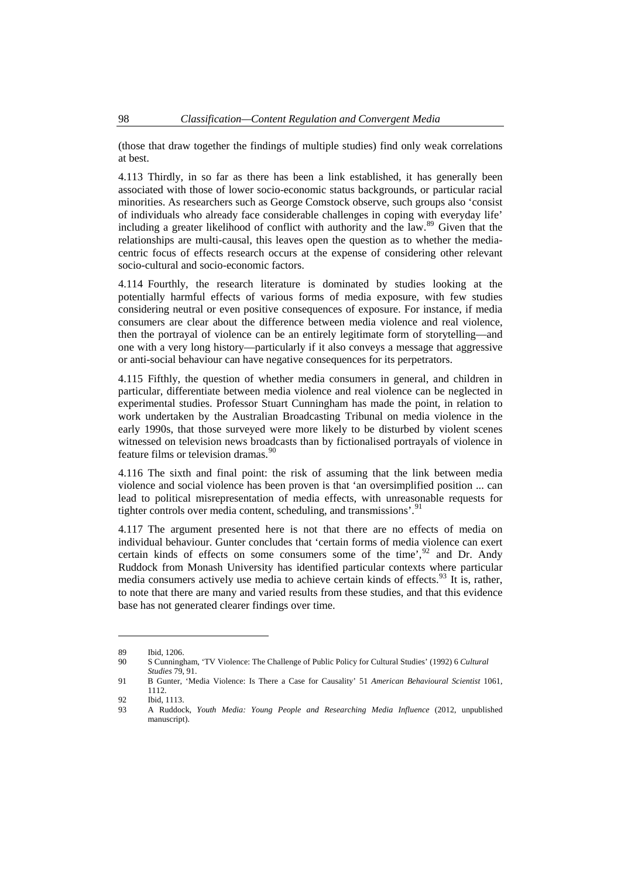(those that draw together the findings of multiple studies) find only weak correlations at best.

4.113 Thirdly, in so far as there has been a link established, it has generally been associated with those of lower socio-economic status backgrounds, or particular racial minorities. As researchers such as George Comstock observe, such groups also 'consist of individuals who already face considerable challenges in coping with everyday life' including a greater likelihood of conflict with authority and the law.[89] Given that the relationships are multi-causal, this leaves open the question as to whether the media-centric focus of effects research occurs at the expense of considering other relevant socio-cultural and socio-economic factors.

4.114 Fourthly, the research literature is dominated by studies looking at the potentially harmful effects of various forms of media exposure, with few studies considering neutral or even positive consequences of exposure. For instance, if media consumers are clear about the difference between media violence and real violence, then the portrayal of violence can be an entirely legitimate form of storytelling—and one with a very long history—particularly if it also conveys a message that aggressive or anti-social behaviour can have negative consequences for its perpetrators.

4.115 Fifthly, the question of whether media consumers in general, and children in particular, differentiate between media violence and real violence can be neglected in experimental studies. Professor Stuart Cunningham has made the point, in relation to work undertaken by the Australian Broadcasting Tribunal on media violence in the early 1990s, that those surveyed were more likely to be disturbed by violent scenes witnessed on television news broadcasts than by fictionalised portrayals of violence in feature films or television dramas.[90]

4.116 The sixth and final point: the risk of assuming that the link between media violence and social violence has been proven is that 'an oversimplified position ... can lead to political misrepresentation of media effects, with unreasonable requests for tighter controls over media content, scheduling, and transmissions'.[91]

4.117 The argument presented here is not that there are no effects of media on individual behaviour. Gunter concludes that 'certain forms of media violence can exert certain kinds of effects on some consumers some of the time',[92] and Dr. Andy Ruddock from Monash University has identified particular contexts where particular media consumers actively use media to achieve certain kinds of effects.[93] It is, rather, to note that there are many and varied results from these studies, and that this evidence base has not generated clearer findings over time.

---

89 Ibid, 1206.

90 S Cunningham, 'TV Violence: The Challenge of Public Policy for Cultural Studies' (1992) 6 *Cultural Studies* 79, 91.

91 B Gunter, 'Media Violence: Is There a Case for Causality' 51 *American Behavioural Scientist* 1061, 1112.

92 Ibid, 1113.

93 A Ruddock, *Youth Media: Young People and Researching Media Influence* (2012, unpublished manuscript).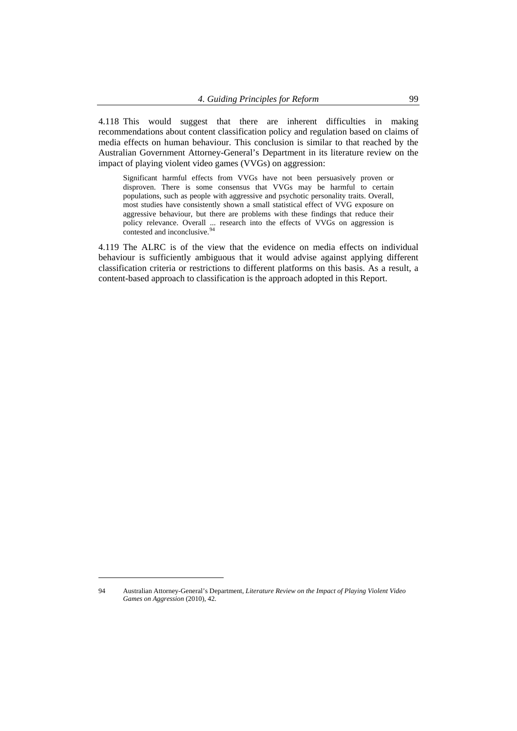4.118 This would suggest that there are inherent difficulties in making recommendations about content classification policy and regulation based on claims of media effects on human behaviour. This conclusion is similar to that reached by the Australian Government Attorney-General's Department in its literature review on the impact of playing violent video games (VVGs) on aggression:

> Significant harmful effects from VVGs have not been persuasively proven or disproven. There is some consensus that VVGs may be harmful to certain populations, such as people with aggressive and psychotic personality traits. Overall, most studies have consistently shown a small statistical effect of VVG exposure on aggressive behaviour, but there are problems with these findings that reduce their policy relevance. Overall ... research into the effects of VVGs on aggression is contested and inconclusive.[94]

4.119 The ALRC is of the view that the evidence on media effects on individual behaviour is sufficiently ambiguous that it would advise against applying different classification criteria or restrictions to different platforms on this basis. As a result, a content-based approach to classification is the approach adopted in this Report.

---

94 Australian Attorney-General's Department, *Literature Review on the Impact of Playing Violent Video Games on Aggression* (2010), 42.